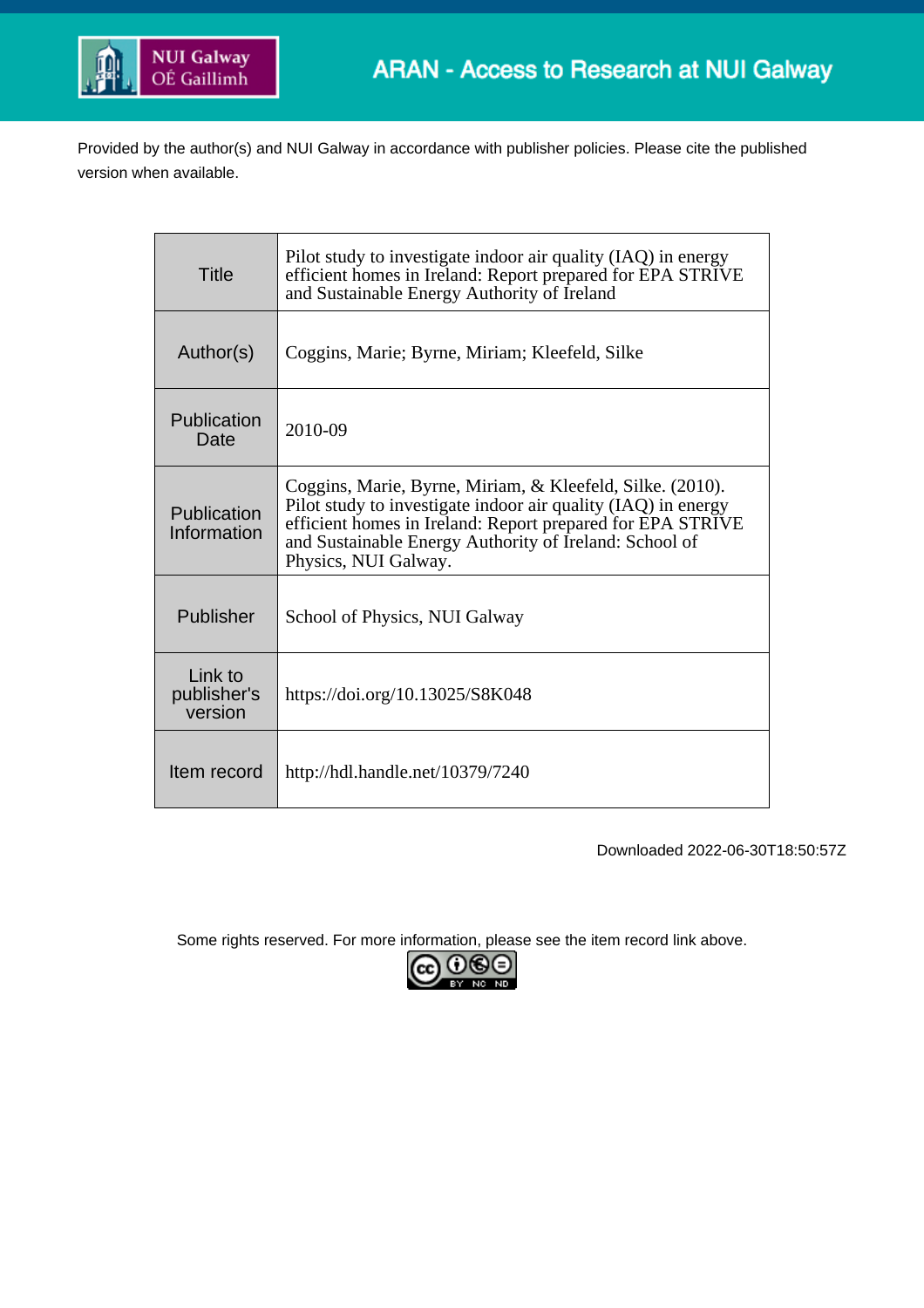ARAN - Access to Research at NUI Galway

Provided by the author(s) and NUI Galway in accordance with publisher policies. Please cite the published version when available.

| | |
|---|---|
| Title | Pilot study to investigate indoor air quality (IAQ) in energy efficient homes in Ireland: Report prepared for EPA STRIVE and Sustainable Energy Authority of Ireland |
| Author(s) | Coggins, Marie; Byrne, Miriam; Kleefeld, Silke |
| Publication Date | 2010-09 |
| Publication Information | Coggins, Marie, Byrne, Miriam, & Kleefeld, Silke. (2010). Pilot study to investigate indoor air quality (IAQ) in energy efficient homes in Ireland: Report prepared for EPA STRIVE and Sustainable Energy Authority of Ireland: School of Physics, NUI Galway. |
| Publisher | School of Physics, NUI Galway |
| Link to publisher's version | https://doi.org/10.13025/S8K048 |
| Item record | http://hdl.handle.net/10379/7240 |

Downloaded 2022-06-30T18:50:57Z

Some rights reserved. For more information, please see the item record link above.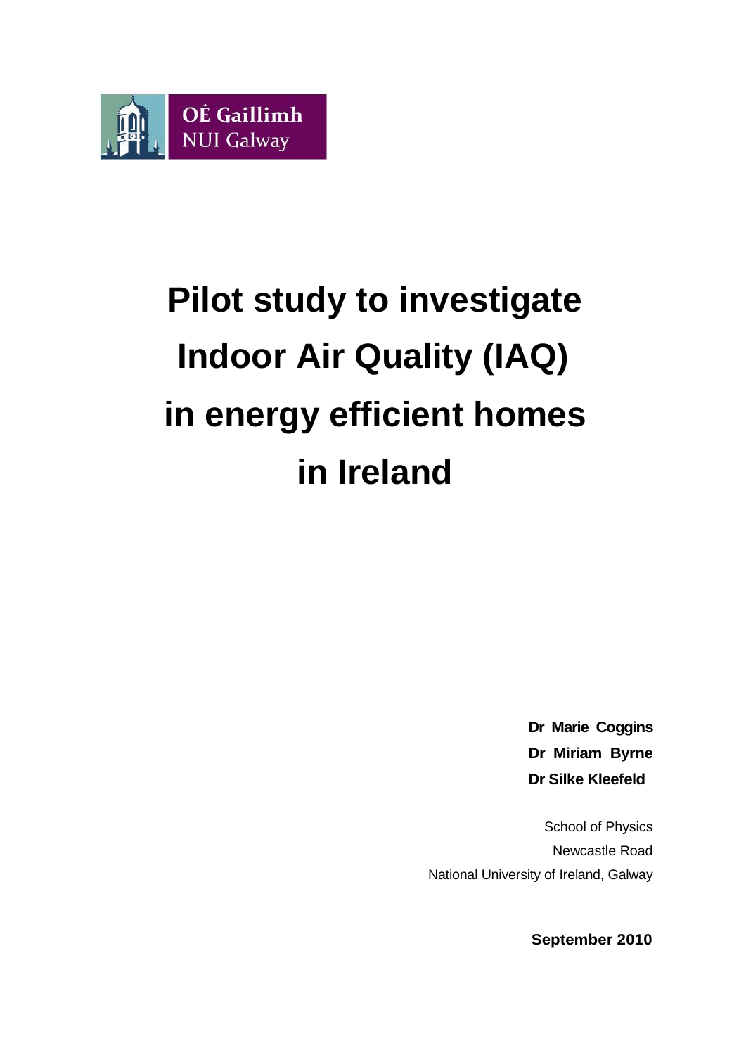OÉ Gaillimh
NUI Galway

# Pilot study to investigate Indoor Air Quality (IAQ) in energy efficient homes in Ireland

**Dr Marie Coggins**
**Dr Miriam Byrne**
**Dr Silke Kleefeld**

School of Physics
Newcastle Road
National University of Ireland, Galway

**September 2010**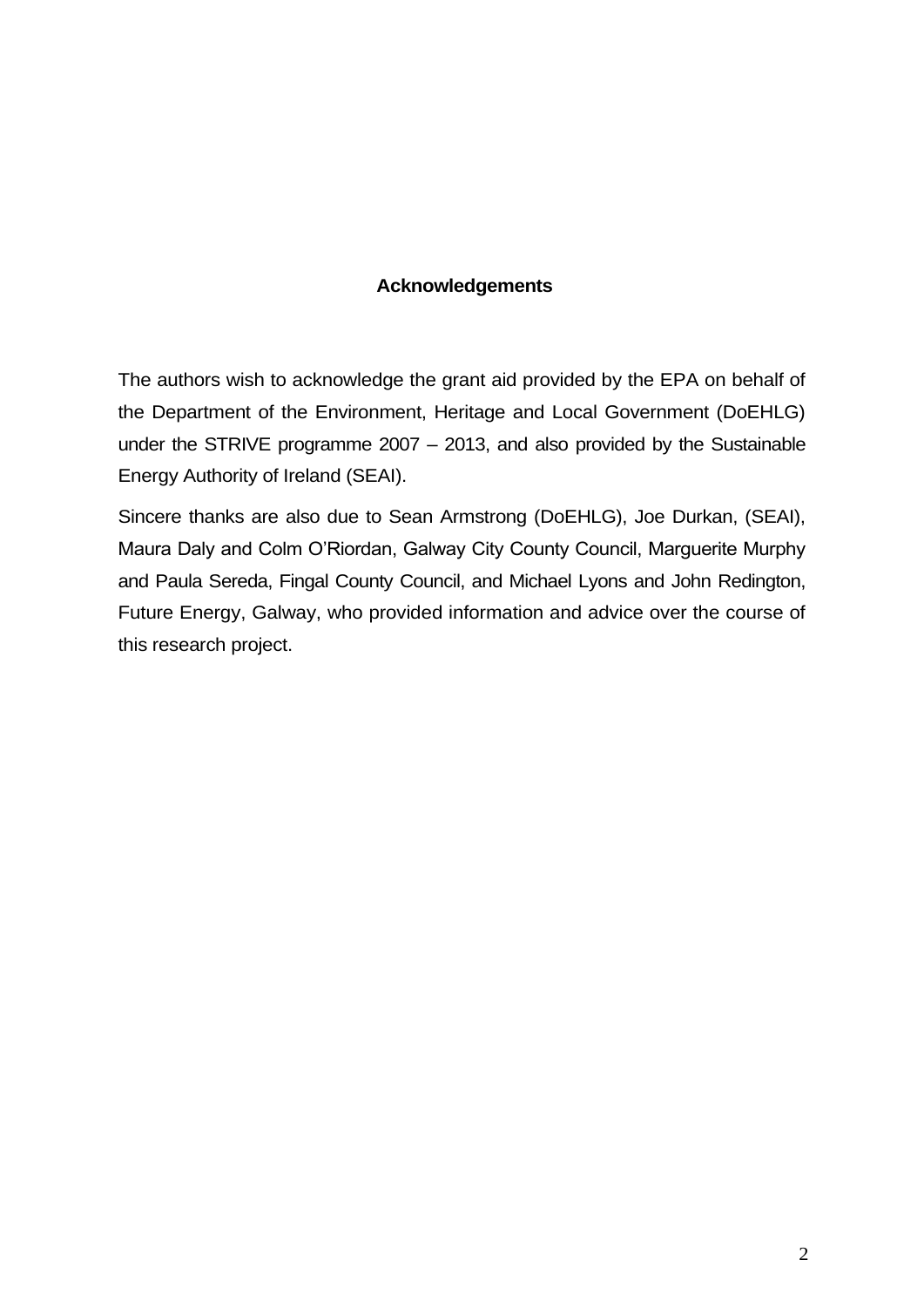## Acknowledgements

The authors wish to acknowledge the grant aid provided by the EPA on behalf of the Department of the Environment, Heritage and Local Government (DoEHLG) under the STRIVE programme 2007 – 2013, and also provided by the Sustainable Energy Authority of Ireland (SEAI).

Sincere thanks are also due to Sean Armstrong (DoEHLG), Joe Durkan, (SEAI), Maura Daly and Colm O'Riordan, Galway City County Council, Marguerite Murphy and Paula Sereda, Fingal County Council, and Michael Lyons and John Redington, Future Energy, Galway, who provided information and advice over the course of this research project.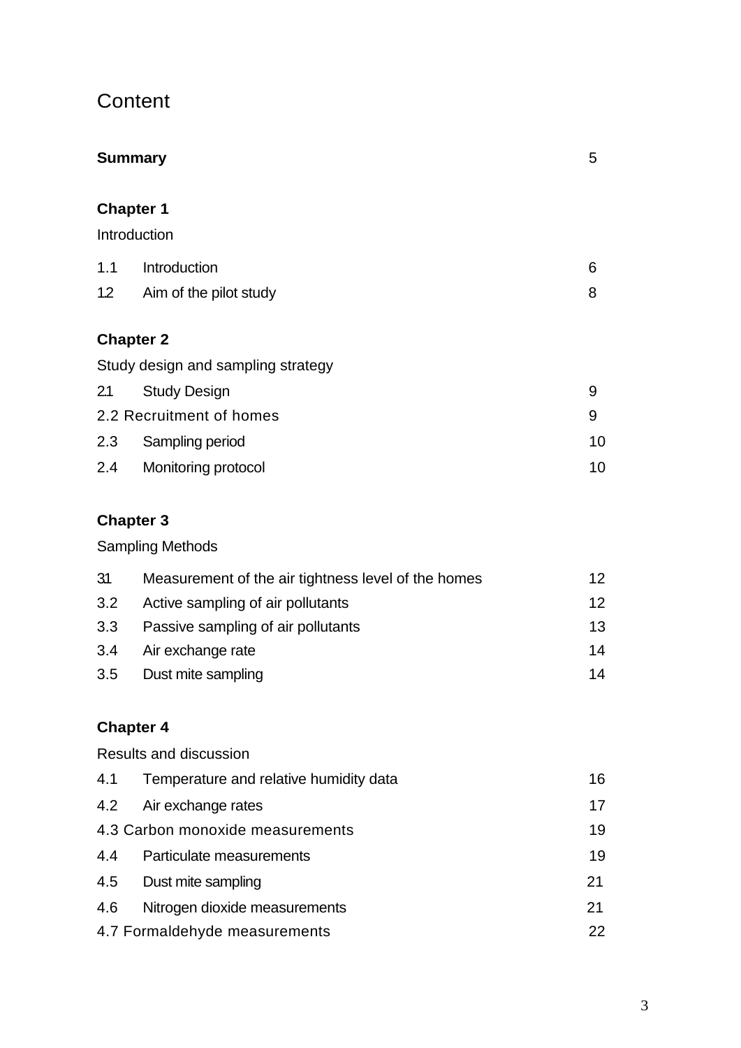# Content

| | | |
|---|---|---|
| **Summary** | | 5 |
| **Chapter 1** | | |
| Introduction | | |
| 1.1 | Introduction | 6 |
| 1.2 | Aim of the pilot study | 8 |
| **Chapter 2** | | |
| Study design and sampling strategy | | |
| 2.1 | Study Design | 9 |
| 2.2 | Recruitment of homes | 9 |
| 2.3 | Sampling period | 10 |
| 2.4 | Monitoring protocol | 10 |
| **Chapter 3** | | |
| Sampling Methods | | |
| 3.1 | Measurement of the air tightness level of the homes | 12 |
| 3.2 | Active sampling of air pollutants | 12 |
| 3.3 | Passive sampling of air pollutants | 13 |
| 3.4 | Air exchange rate | 14 |
| 3.5 | Dust mite sampling | 14 |
| **Chapter 4** | | |
| Results and discussion | | |
| 4.1 | Temperature and relative humidity data | 16 |
| 4.2 | Air exchange rates | 17 |
| 4.3 | Carbon monoxide measurements | 19 |
| 4.4 | Particulate measurements | 19 |
| 4.5 | Dust mite sampling | 21 |
| 4.6 | Nitrogen dioxide measurements | 21 |
| 4.7 | Formaldehyde measurements | 22 |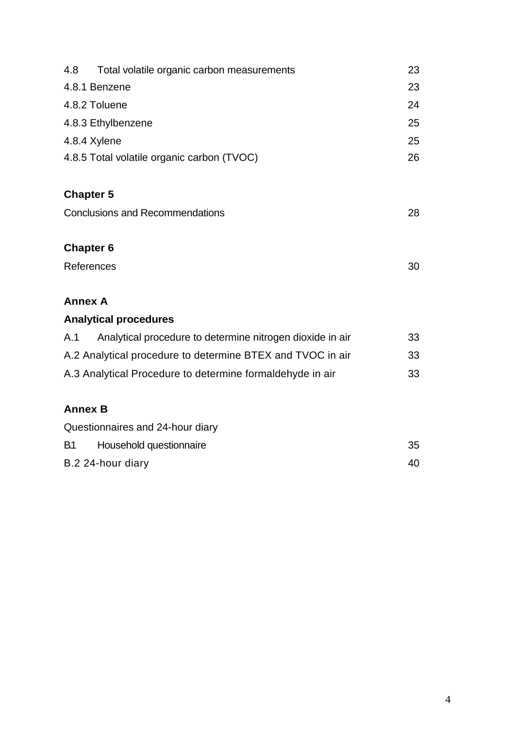| | |
|---|---|
| 4.8 Total volatile organic carbon measurements | 23 |
| 4.8.1 Benzene | 23 |
| 4.8.2 Toluene | 24 |
| 4.8.3 Ethylbenzene | 25 |
| 4.8.4 Xylene | 25 |
| 4.8.5 Total volatile organic carbon (TVOC) | 26 |

**Chapter 5**

| | |
|---|---|
| Conclusions and Recommendations | 28 |

**Chapter 6**

| | |
|---|---|
| References | 30 |

**Annex A**

**Analytical procedures**

| | |
|---|---|
| A.1 Analytical procedure to determine nitrogen dioxide in air | 33 |
| A.2 Analytical procedure to determine BTEX and TVOC in air | 33 |
| A.3 Analytical Procedure to determine formaldehyde in air | 33 |

**Annex B**

Questionnaires and 24-hour diary

| | |
|---|---|
| B1 Household questionnaire | 35 |
| B.2 24-hour diary | 40 |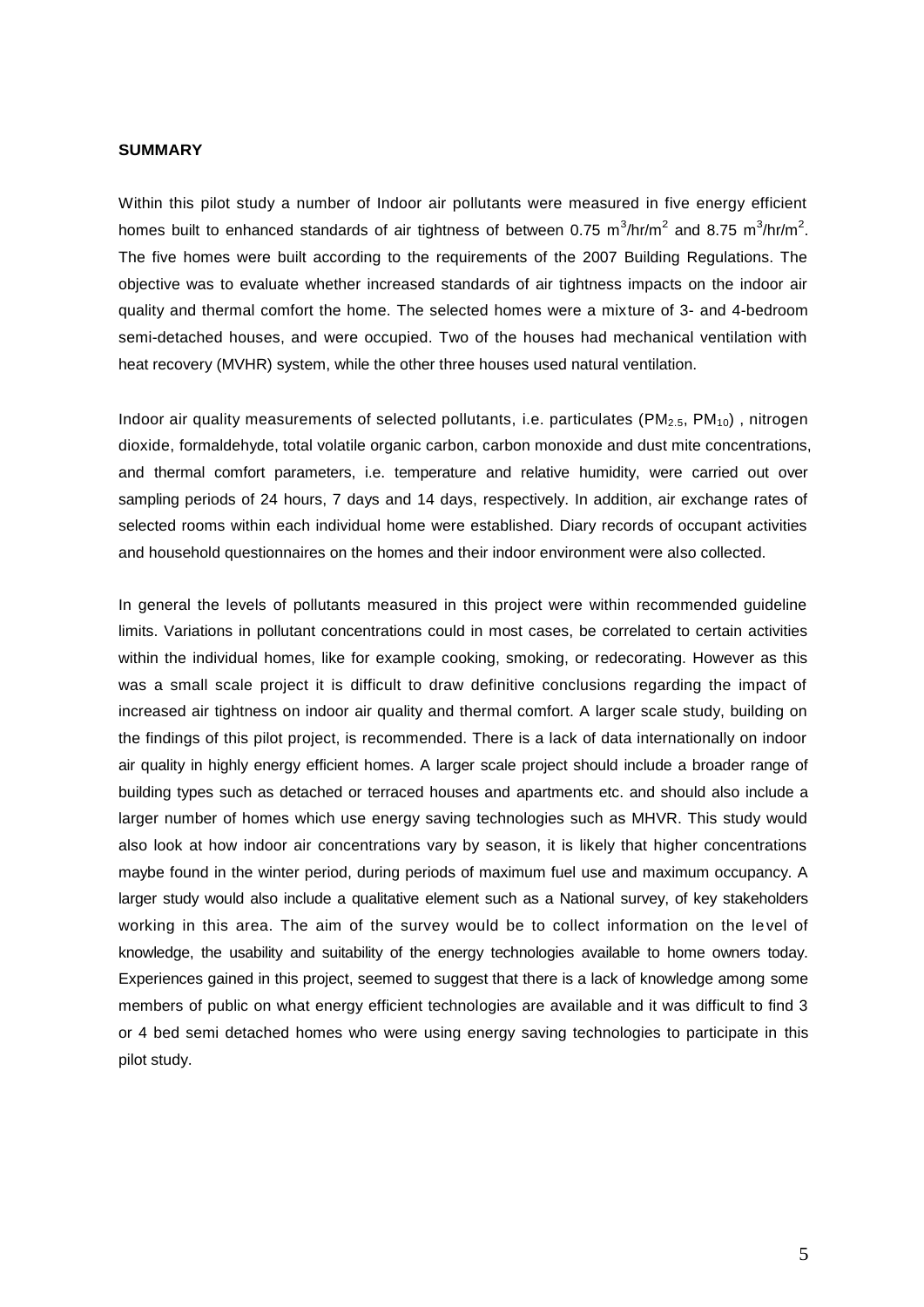## SUMMARY

Within this pilot study a number of Indoor air pollutants were measured in five energy efficient homes built to enhanced standards of air tightness of between 0.75 $m^3/hr/m^2$ and 8.75 $m^3/hr/m^2$. The five homes were built according to the requirements of the 2007 Building Regulations. The objective was to evaluate whether increased standards of air tightness impacts on the indoor air quality and thermal comfort the home. The selected homes were a mixture of 3- and 4-bedroom semi-detached houses, and were occupied. Two of the houses had mechanical ventilation with heat recovery (MVHR) system, while the other three houses used natural ventilation.

Indoor air quality measurements of selected pollutants, i.e. particulates ($PM_{2.5}$, $PM_{10}$) , nitrogen dioxide, formaldehyde, total volatile organic carbon, carbon monoxide and dust mite concentrations, and thermal comfort parameters, i.e. temperature and relative humidity, were carried out over sampling periods of 24 hours, 7 days and 14 days, respectively. In addition, air exchange rates of selected rooms within each individual home were established. Diary records of occupant activities and household questionnaires on the homes and their indoor environment were also collected.

In general the levels of pollutants measured in this project were within recommended guideline limits. Variations in pollutant concentrations could in most cases, be correlated to certain activities within the individual homes, like for example cooking, smoking, or redecorating. However as this was a small scale project it is difficult to draw definitive conclusions regarding the impact of increased air tightness on indoor air quality and thermal comfort. A larger scale study, building on the findings of this pilot project, is recommended. There is a lack of data internationally on indoor air quality in highly energy efficient homes. A larger scale project should include a broader range of building types such as detached or terraced houses and apartments etc. and should also include a larger number of homes which use energy saving technologies such as MHVR. This study would also look at how indoor air concentrations vary by season, it is likely that higher concentrations maybe found in the winter period, during periods of maximum fuel use and maximum occupancy. A larger study would also include a qualitative element such as a National survey, of key stakeholders working in this area. The aim of the survey would be to collect information on the level of knowledge, the usability and suitability of the energy technologies available to home owners today. Experiences gained in this project, seemed to suggest that there is a lack of knowledge among some members of public on what energy efficient technologies are available and it was difficult to find 3 or 4 bed semi detached homes who were using energy saving technologies to participate in this pilot study.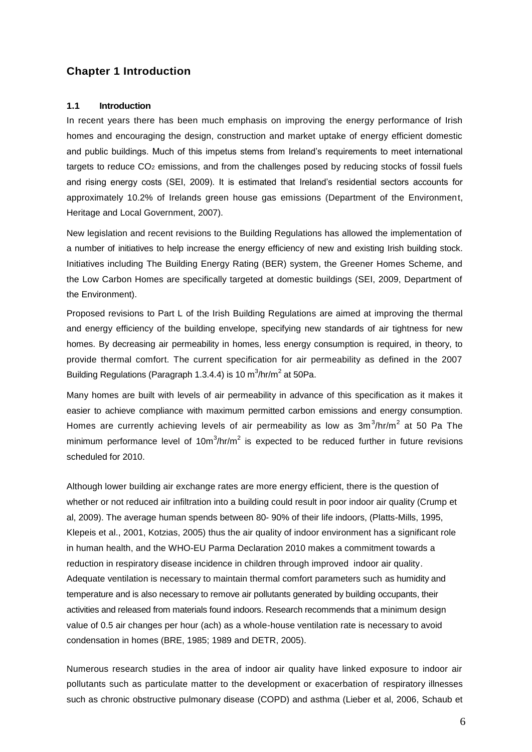## Chapter 1 Introduction

### 1.1 Introduction

In recent years there has been much emphasis on improving the energy performance of Irish homes and encouraging the design, construction and market uptake of energy efficient domestic and public buildings. Much of this impetus stems from Ireland's requirements to meet international targets to reduce $CO_2$ emissions, and from the challenges posed by reducing stocks of fossil fuels and rising energy costs (SEI, 2009). It is estimated that Ireland's residential sectors accounts for approximately 10.2% of Irelands green house gas emissions (Department of the Environment, Heritage and Local Government, 2007).

New legislation and recent revisions to the Building Regulations has allowed the implementation of a number of initiatives to help increase the energy efficiency of new and existing Irish building stock. Initiatives including The Building Energy Rating (BER) system, the Greener Homes Scheme, and the Low Carbon Homes are specifically targeted at domestic buildings (SEI, 2009, Department of the Environment).

Proposed revisions to Part L of the Irish Building Regulations are aimed at improving the thermal and energy efficiency of the building envelope, specifying new standards of air tightness for new homes. By decreasing air permeability in homes, less energy consumption is required, in theory, to provide thermal comfort. The current specification for air permeability as defined in the 2007 Building Regulations (Paragraph 1.3.4.4) is 10 $m^3/hr/m^2$ at 50Pa.

Many homes are built with levels of air permeability in advance of this specification as it makes it easier to achieve compliance with maximum permitted carbon emissions and energy consumption. Homes are currently achieving levels of air permeability as low as $3m^3/hr/m^2$ at 50 Pa The minimum performance level of $10m^3/hr/m^2$ is expected to be reduced further in future revisions scheduled for 2010.

Although lower building air exchange rates are more energy efficient, there is the question of whether or not reduced air infiltration into a building could result in poor indoor air quality (Crump et al, 2009). The average human spends between 80- 90% of their life indoors, (Platts-Mills, 1995, Klepeis et al., 2001, Kotzias, 2005) thus the air quality of indoor environment has a significant role in human health, and the WHO-EU Parma Declaration 2010 makes a commitment towards a reduction in respiratory disease incidence in children through improved indoor air quality. Adequate ventilation is necessary to maintain thermal comfort parameters such as humidity and temperature and is also necessary to remove air pollutants generated by building occupants, their activities and released from materials found indoors. Research recommends that a minimum design value of 0.5 air changes per hour (ach) as a whole-house ventilation rate is necessary to avoid condensation in homes (BRE, 1985; 1989 and DETR, 2005).

Numerous research studies in the area of indoor air quality have linked exposure to indoor air pollutants such as particulate matter to the development or exacerbation of respiratory illnesses such as chronic obstructive pulmonary disease (COPD) and asthma (Lieber et al, 2006, Schaub et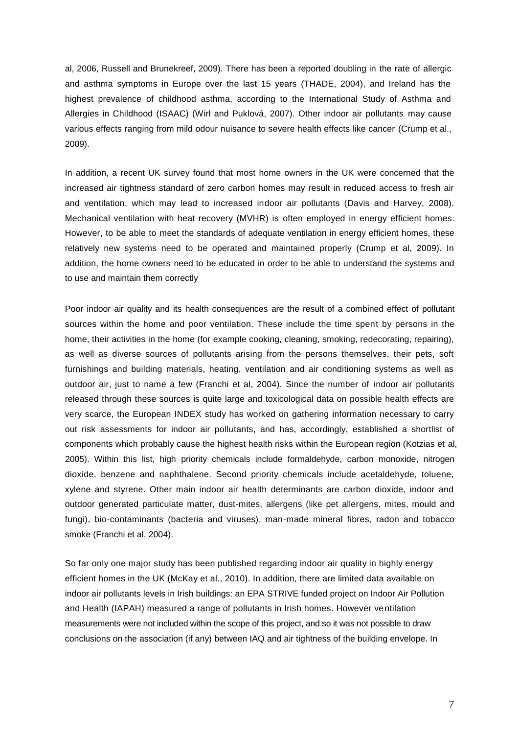al, 2006, Russell and Brunekreef, 2009). There has been a reported doubling in the rate of allergic and asthma symptoms in Europe over the last 15 years (THADE, 2004), and Ireland has the highest prevalence of childhood asthma, according to the International Study of Asthma and Allergies in Childhood (ISAAC) (Wirl and Puklová, 2007). Other indoor air pollutants may cause various effects ranging from mild odour nuisance to severe health effects like cancer (Crump et al., 2009).

In addition, a recent UK survey found that most home owners in the UK were concerned that the increased air tightness standard of zero carbon homes may result in reduced access to fresh air and ventilation, which may lead to increased indoor air pollutants (Davis and Harvey, 2008). Mechanical ventilation with heat recovery (MVHR) is often employed in energy efficient homes. However, to be able to meet the standards of adequate ventilation in energy efficient homes, these relatively new systems need to be operated and maintained properly (Crump et al, 2009). In addition, the home owners need to be educated in order to be able to understand the systems and to use and maintain them correctly

Poor indoor air quality and its health consequences are the result of a combined effect of pollutant sources within the home and poor ventilation. These include the time spent by persons in the home, their activities in the home (for example cooking, cleaning, smoking, redecorating, repairing), as well as diverse sources of pollutants arising from the persons themselves, their pets, soft furnishings and building materials, heating, ventilation and air conditioning systems as well as outdoor air, just to name a few (Franchi et al, 2004). Since the number of indoor air pollutants released through these sources is quite large and toxicological data on possible health effects are very scarce, the European INDEX study has worked on gathering information necessary to carry out risk assessments for indoor air pollutants, and has, accordingly, established a shortlist of components which probably cause the highest health risks within the European region (Kotzias et al, 2005). Within this list, high priority chemicals include formaldehyde, carbon monoxide, nitrogen dioxide, benzene and naphthalene. Second priority chemicals include acetaldehyde, toluene, xylene and styrene. Other main indoor air health determinants are carbon dioxide, indoor and outdoor generated particulate matter, dust-mites, allergens (like pet allergens, mites, mould and fungi), bio-contaminants (bacteria and viruses), man-made mineral fibres, radon and tobacco smoke (Franchi et al, 2004).

So far only one major study has been published regarding indoor air quality in highly energy efficient homes in the UK (McKay et al., 2010). In addition, there are limited data available on indoor air pollutants levels in Irish buildings: an EPA STRIVE funded project on Indoor Air Pollution and Health (IAPAH) measured a range of pollutants in Irish homes. However ventilation measurements were not included within the scope of this project, and so it was not possible to draw conclusions on the association (if any) between IAQ and air tightness of the building envelope. In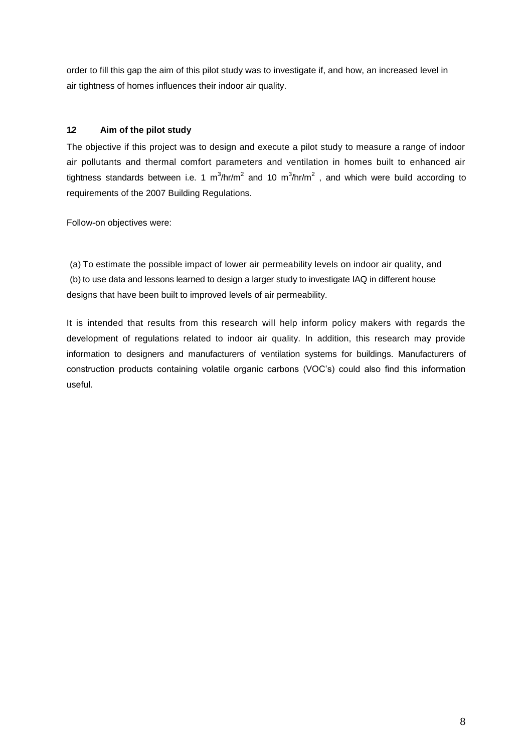order to fill this gap the aim of this pilot study was to investigate if, and how, an increased level in air tightness of homes influences their indoor air quality.

### 1.2 Aim of the pilot study

The objective if this project was to design and execute a pilot study to measure a range of indoor air pollutants and thermal comfort parameters and ventilation in homes built to enhanced air tightness standards between i.e. 1 $m^3/hr/m^2$ and 10 $m^3/hr/m^2$ , and which were build according to requirements of the 2007 Building Regulations.

Follow-on objectives were:

(a) To estimate the possible impact of lower air permeability levels on indoor air quality, and
(b) to use data and lessons learned to design a larger study to investigate IAQ in different house designs that have been built to improved levels of air permeability.

It is intended that results from this research will help inform policy makers with regards the development of regulations related to indoor air quality. In addition, this research may provide information to designers and manufacturers of ventilation systems for buildings. Manufacturers of construction products containing volatile organic carbons (VOC's) could also find this information useful.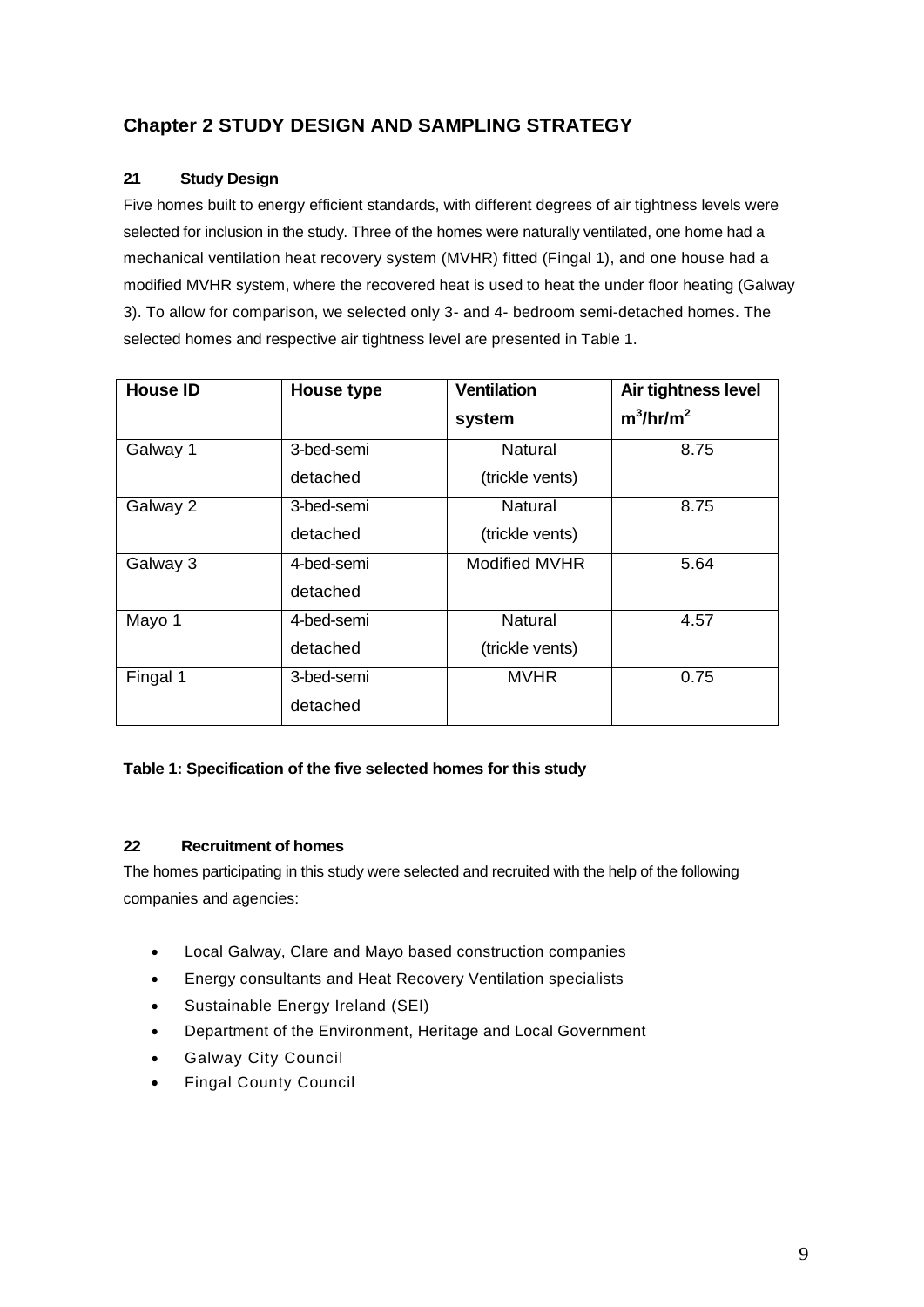## Chapter 2 STUDY DESIGN AND SAMPLING STRATEGY

### 2.1 Study Design

Five homes built to energy efficient standards, with different degrees of air tightness levels were selected for inclusion in the study. Three of the homes were naturally ventilated, one home had a mechanical ventilation heat recovery system (MVHR) fitted (Fingal 1), and one house had a modified MVHR system, where the recovered heat is used to heat the under floor heating (Galway 3). To allow for comparison, we selected only 3- and 4- bedroom semi-detached homes. The selected homes and respective air tightness level are presented in Table 1.

| House ID | House type | Ventilation system | Air tightness level $m^3/hr/m^2$ |
|---|---|---|---|
| Galway 1 | 3-bed-semi detached | Natural (trickle vents) | 8.75 |
| Galway 2 | 3-bed-semi detached | Natural (trickle vents) | 8.75 |
| Galway 3 | 4-bed-semi detached | Modified MVHR | 5.64 |
| Mayo 1 | 4-bed-semi detached | Natural (trickle vents) | 4.57 |
| Fingal 1 | 3-bed-semi detached | MVHR | 0.75 |

**Table 1: Specification of the five selected homes for this study**

### 2.2 Recruitment of homes

The homes participating in this study were selected and recruited with the help of the following companies and agencies:

- Local Galway, Clare and Mayo based construction companies
- Energy consultants and Heat Recovery Ventilation specialists
- Sustainable Energy Ireland (SEI)
- Department of the Environment, Heritage and Local Government
- Galway City Council
- Fingal County Council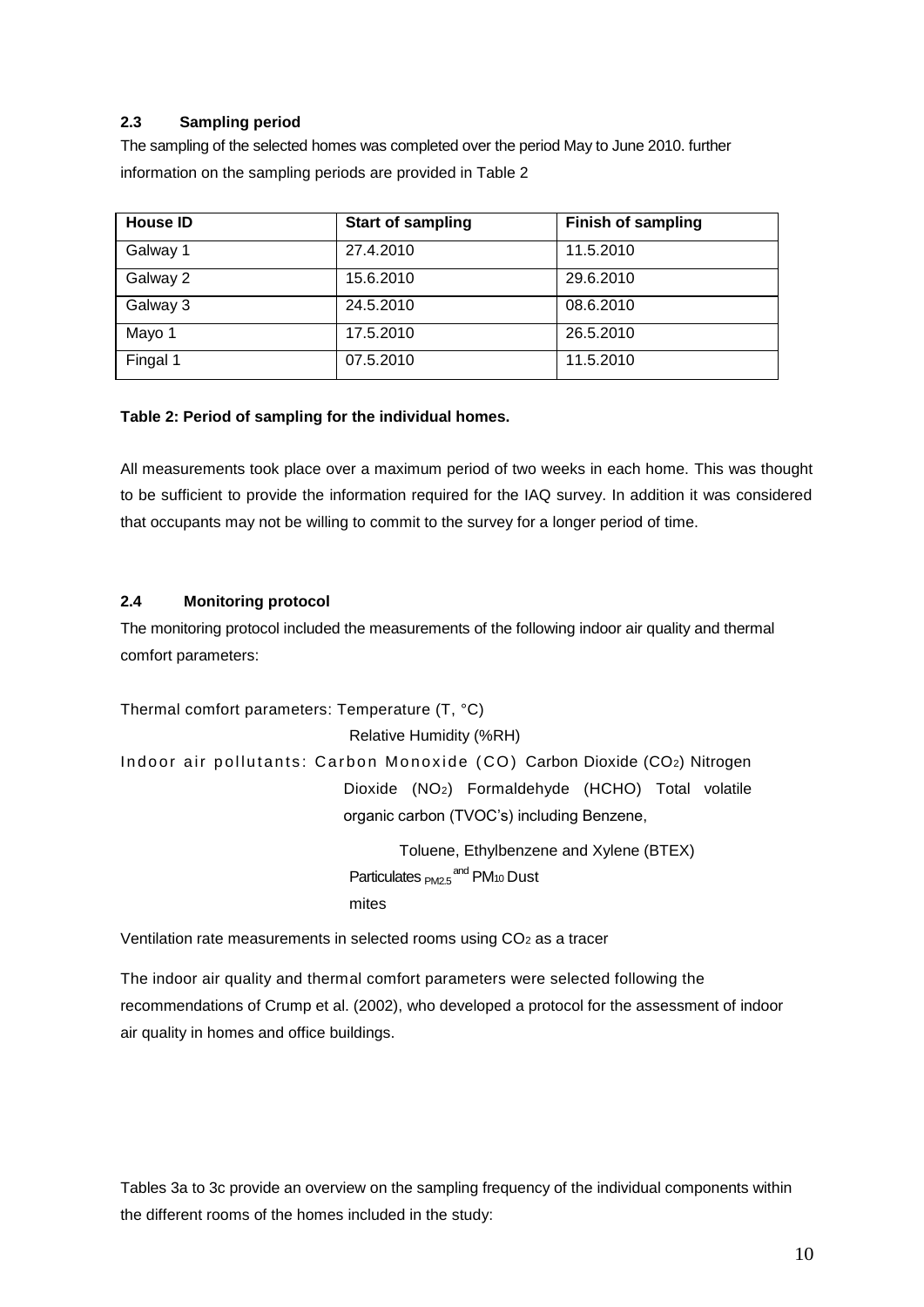### 2.3 Sampling period

The sampling of the selected homes was completed over the period May to June 2010. further information on the sampling periods are provided in Table 2

| House ID | Start of sampling | Finish of sampling |
|---|---|---|
| Galway 1 | 27.4.2010 | 11.5.2010 |
| Galway 2 | 15.6.2010 | 29.6.2010 |
| Galway 3 | 24.5.2010 | 08.6.2010 |
| Mayo 1 | 17.5.2010 | 26.5.2010 |
| Fingal 1 | 07.5.2010 | 11.5.2010 |

**Table 2: Period of sampling for the individual homes.**

All measurements took place over a maximum period of two weeks in each home. This was thought to be sufficient to provide the information required for the IAQ survey. In addition it was considered that occupants may not be willing to commit to the survey for a longer period of time.

### 2.4 Monitoring protocol

The monitoring protocol included the measurements of the following indoor air quality and thermal comfort parameters:

Thermal comfort parameters: Temperature (T, °C)
Relative Humidity (%RH)

Indoor air pollutants: Carbon Monoxide (CO) Carbon Dioxide ($CO_2$) Nitrogen Dioxide ($NO_2$) Formaldehyde (HCHO) Total volatile organic carbon (TVOC's) including Benzene,
Toluene, Ethylbenzene and Xylene (BTEX)
Particulates $PM_{2.5}$ and $PM_{10}$ Dust mites

Ventilation rate measurements in selected rooms using $CO_2$ as a tracer

The indoor air quality and thermal comfort parameters were selected following the recommendations of Crump et al. (2002), who developed a protocol for the assessment of indoor air quality in homes and office buildings.

Tables 3a to 3c provide an overview on the sampling frequency of the individual components within the different rooms of the homes included in the study: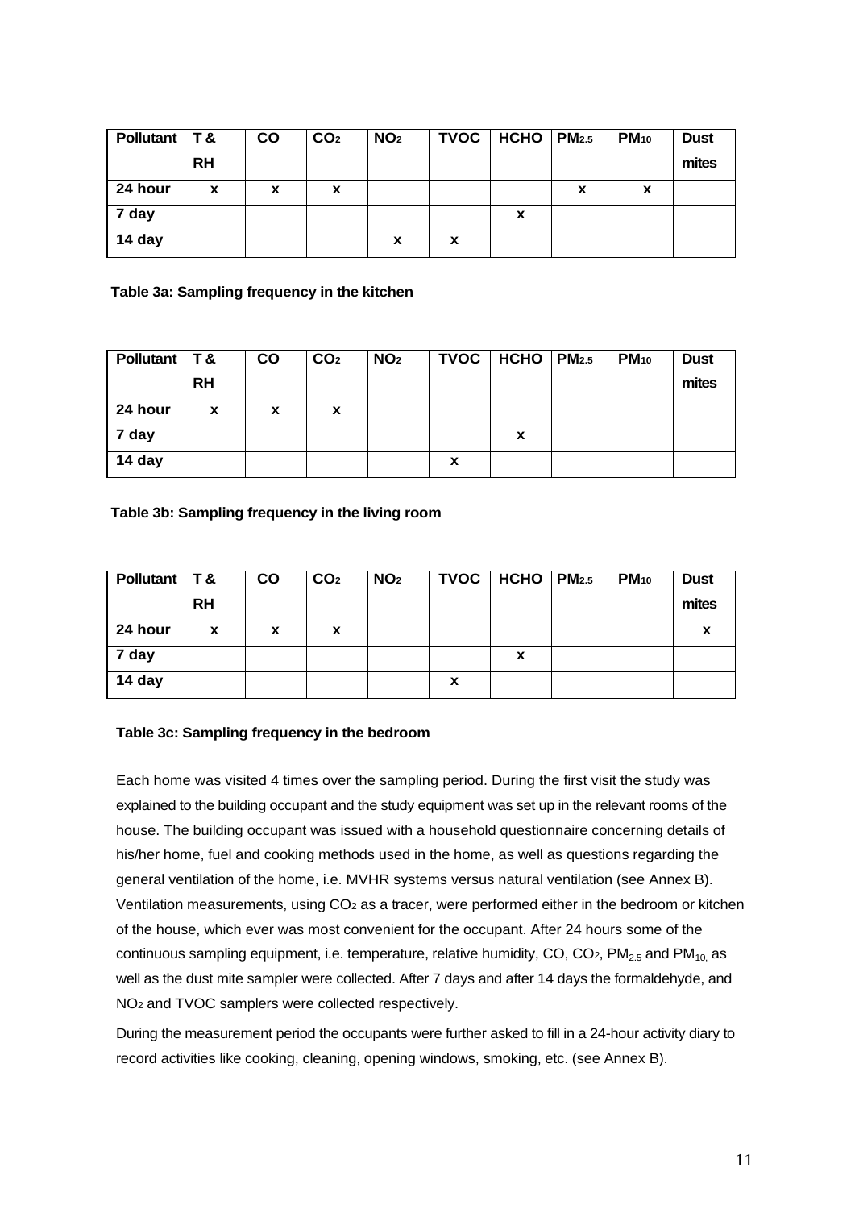| Pollutant | T & RH | CO | $CO_2$ | $NO_2$ | TVOC | HCHO | $PM_{2.5}$ | $PM_{10}$ | Dust mites |
|---|---|---|---|---|---|---|---|---|---|
| 24 hour | x | x | x | | | | x | x | |
| 7 day | | | | | | x | | | |
| 14 day | | | | x | x | | | | |

**Table 3a: Sampling frequency in the kitchen**

| Pollutant | T & RH | CO | $CO_2$ | $NO_2$ | TVOC | HCHO | $PM_{2.5}$ | $PM_{10}$ | Dust mites |
|---|---|---|---|---|---|---|---|---|---|
| 24 hour | x | x | x | | | | | | |
| 7 day | | | | | | x | | | |
| 14 day | | | | | x | | | | |

**Table 3b: Sampling frequency in the living room**

| Pollutant | T & RH | CO | $CO_2$ | $NO_2$ | TVOC | HCHO | $PM_{2.5}$ | $PM_{10}$ | Dust mites |
|---|---|---|---|---|---|---|---|---|---|
| 24 hour | x | x | x | | | | | | x |
| 7 day | | | | | | x | | | |
| 14 day | | | | | x | | | | |

**Table 3c: Sampling frequency in the bedroom**

Each home was visited 4 times over the sampling period. During the first visit the study was explained to the building occupant and the study equipment was set up in the relevant rooms of the house. The building occupant was issued with a household questionnaire concerning details of his/her home, fuel and cooking methods used in the home, as well as questions regarding the general ventilation of the home, i.e. MVHR systems versus natural ventilation (see Annex B). Ventilation measurements, using $CO_2$ as a tracer, were performed either in the bedroom or kitchen of the house, which ever was most convenient for the occupant. After 24 hours some of the continuous sampling equipment, i.e. temperature, relative humidity, CO, $CO_2$, $PM_{2.5}$ and $PM_{10}$, as well as the dust mite sampler were collected. After 7 days and after 14 days the formaldehyde, and $NO_2$ and TVOC samplers were collected respectively.

During the measurement period the occupants were further asked to fill in a 24-hour activity diary to record activities like cooking, cleaning, opening windows, smoking, etc. (see Annex B).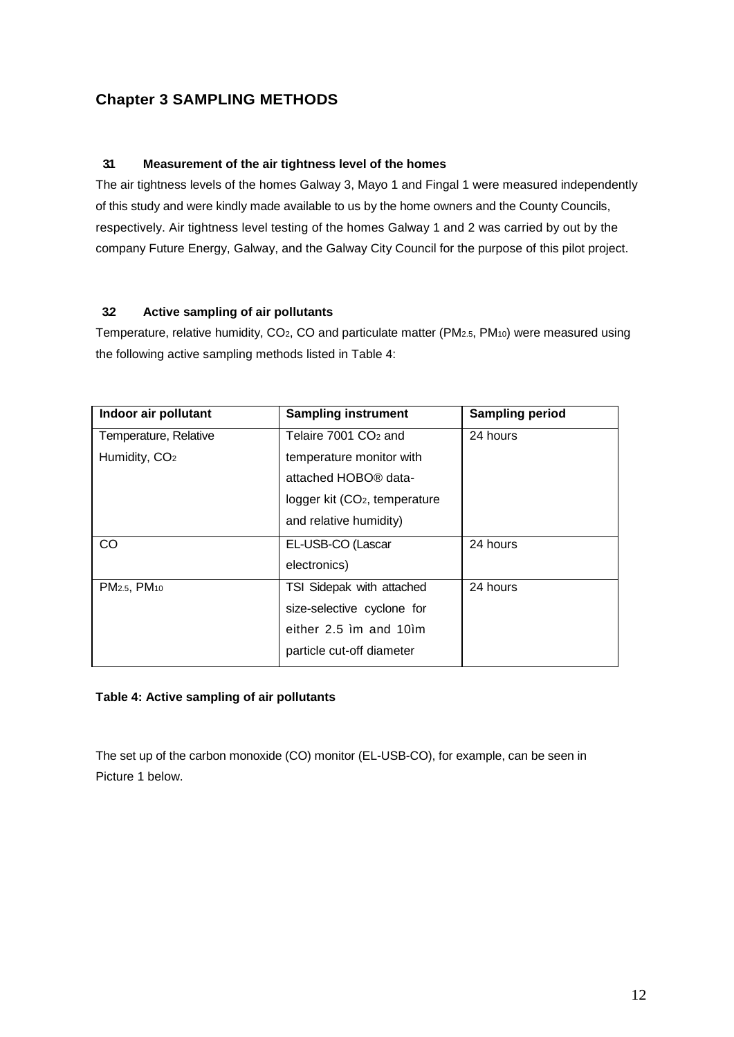# Chapter 3 SAMPLING METHODS

## 3.1 Measurement of the air tightness level of the homes

The air tightness levels of the homes Galway 3, Mayo 1 and Fingal 1 were measured independently of this study and were kindly made available to us by the home owners and the County Councils, respectively. Air tightness level testing of the homes Galway 1 and 2 was carried by out by the company Future Energy, Galway, and the Galway City Council for the purpose of this pilot project.

## 3.2 Active sampling of air pollutants

Temperature, relative humidity, $CO_2$, CO and particulate matter ($PM_{2.5}$, $PM_{10}$) were measured using the following active sampling methods listed in Table 4:

| Indoor air pollutant | Sampling instrument | Sampling period |
|---|---|---|
| Temperature, Relative Humidity, $CO_2$ | Telaire 7001 $CO_2$ and temperature monitor with attached HOBO® data-logger kit ($CO_2$, temperature and relative humidity) | 24 hours |
| CO | EL-USB-CO (Lascar electronics) | 24 hours |
| $PM_{2.5}$, $PM_{10}$ | TSI Sidepak with attached size-selective cyclone for either 2.5 ìm and 10ìm particle cut-off diameter | 24 hours |

**Table 4: Active sampling of air pollutants**

The set up of the carbon monoxide (CO) monitor (EL-USB-CO), for example, can be seen in Picture 1 below.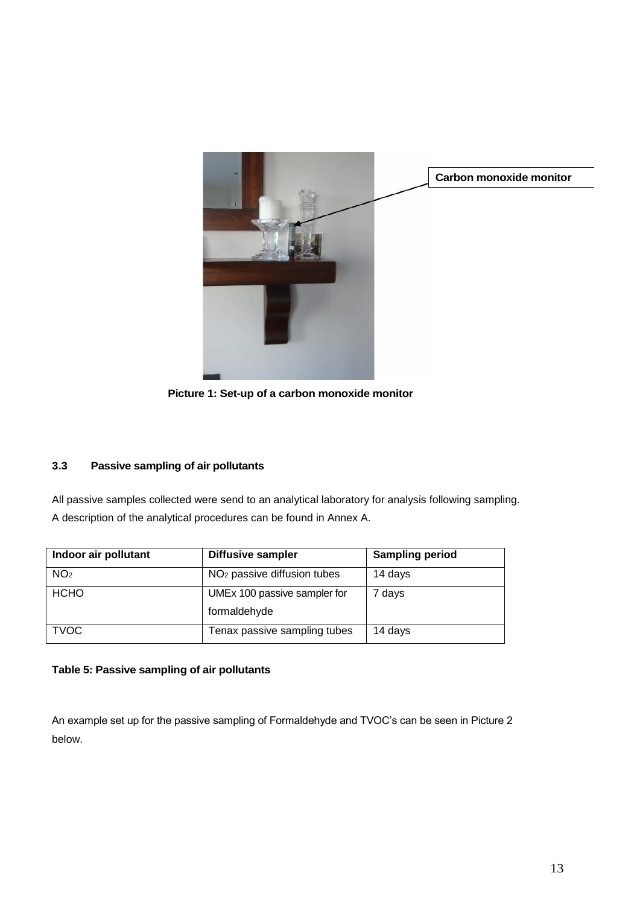Carbon monoxide monitor

**Picture 1: Set-up of a carbon monoxide monitor**

### 3.3 Passive sampling of air pollutants

All passive samples collected were send to an analytical laboratory for analysis following sampling. A description of the analytical procedures can be found in Annex A.

| Indoor air pollutant | Diffusive sampler | Sampling period |
|---|---|---|
| $NO_2$ | $NO_2$ passive diffusion tubes | 14 days |
| HCHO | UMEx 100 passive sampler for formaldehyde | 7 days |
| TVOC | Tenax passive sampling tubes | 14 days |

**Table 5: Passive sampling of air pollutants**

An example set up for the passive sampling of Formaldehyde and TVOC's can be seen in Picture 2 below.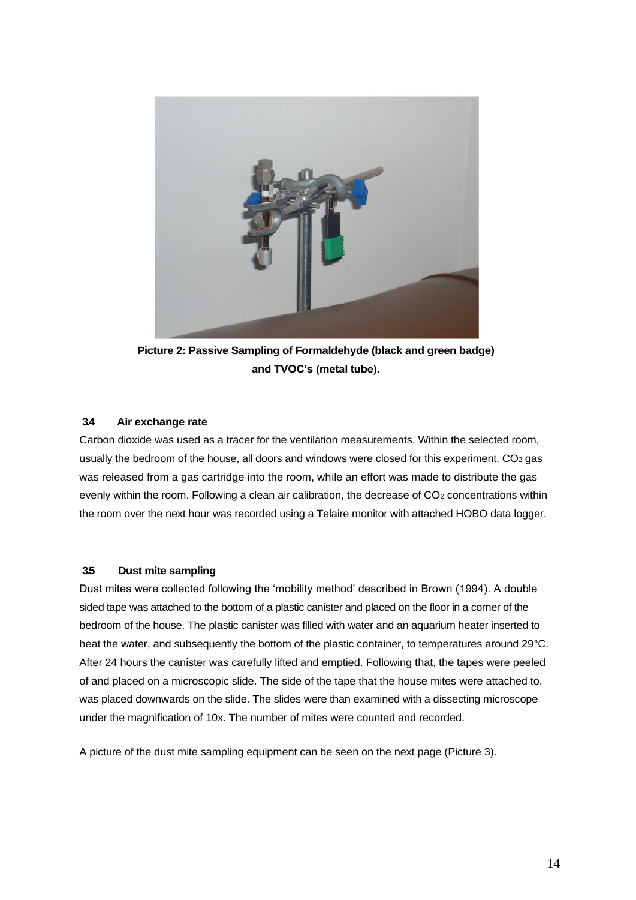**Picture 2: Passive Sampling of Formaldehyde (black and green badge) and TVOC's (metal tube).**

### 3.4 Air exchange rate

Carbon dioxide was used as a tracer for the ventilation measurements. Within the selected room, usually the bedroom of the house, all doors and windows were closed for this experiment. $CO_2$ gas was released from a gas cartridge into the room, while an effort was made to distribute the gas evenly within the room. Following a clean air calibration, the decrease of $CO_2$ concentrations within the room over the next hour was recorded using a Telaire monitor with attached HOBO data logger.

### 3.5 Dust mite sampling

Dust mites were collected following the 'mobility method' described in Brown (1994). A double sided tape was attached to the bottom of a plastic canister and placed on the floor in a corner of the bedroom of the house. The plastic canister was filled with water and an aquarium heater inserted to heat the water, and subsequently the bottom of the plastic container, to temperatures around 29°C. After 24 hours the canister was carefully lifted and emptied. Following that, the tapes were peeled of and placed on a microscopic slide. The side of the tape that the house mites were attached to, was placed downwards on the slide. The slides were than examined with a dissecting microscope under the magnification of 10x. The number of mites were counted and recorded.

A picture of the dust mite sampling equipment can be seen on the next page (Picture 3).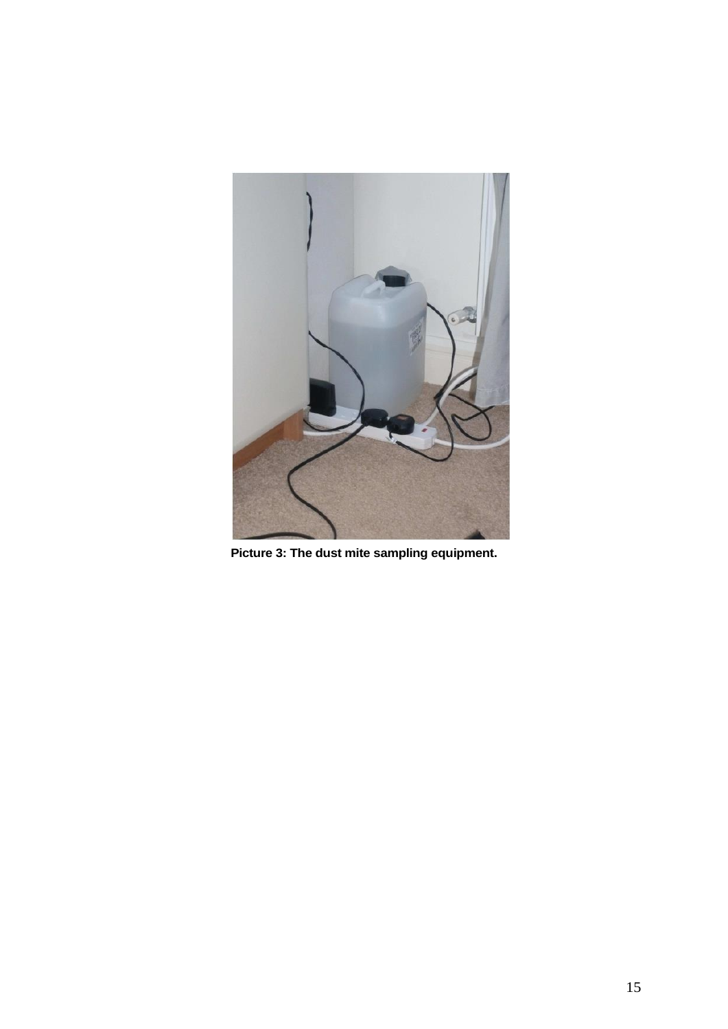**Picture 3: The dust mite sampling equipment.**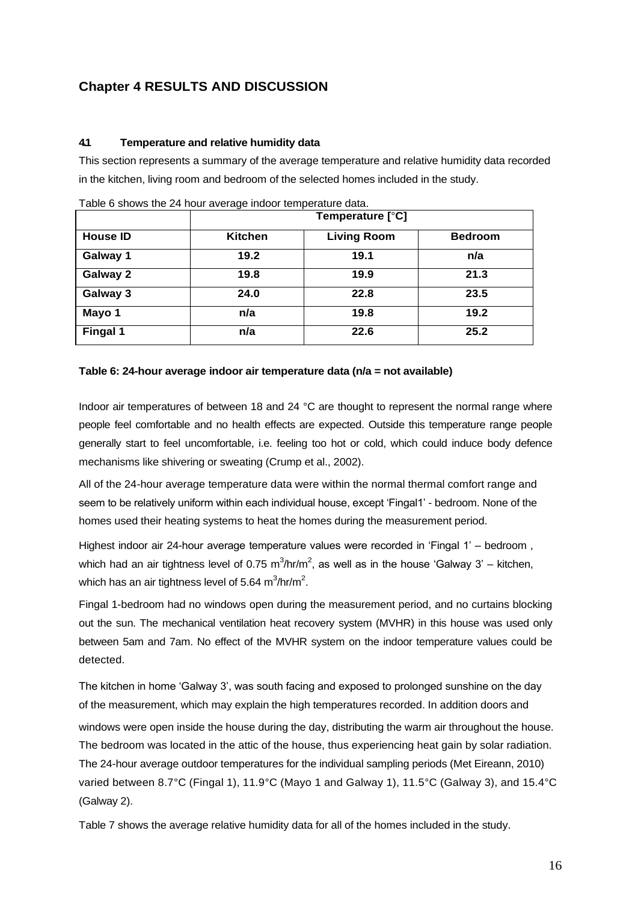# Chapter 4 RESULTS AND DISCUSSION

## 4.1 Temperature and relative humidity data

This section represents a summary of the average temperature and relative humidity data recorded in the kitchen, living room and bedroom of the selected homes included in the study.

Table 6 shows the 24 hour average indoor temperature data.

| | Temperature [°C] | | |
|---|---|---|---|
| **House ID** | **Kitchen** | **Living Room** | **Bedroom** |
| **Galway 1** | **19.2** | **19.1** | **n/a** |
| **Galway 2** | **19.8** | **19.9** | **21.3** |
| **Galway 3** | **24.0** | **22.8** | **23.5** |
| **Mayo 1** | **n/a** | **19.8** | **19.2** |
| **Fingal 1** | **n/a** | **22.6** | **25.2** |

**Table 6: 24-hour average indoor air temperature data (n/a = not available)**

Indoor air temperatures of between 18 and 24 °C are thought to represent the normal range where people feel comfortable and no health effects are expected. Outside this temperature range people generally start to feel uncomfortable, i.e. feeling too hot or cold, which could induce body defence mechanisms like shivering or sweating (Crump et al., 2002).

All of the 24-hour average temperature data were within the normal thermal comfort range and seem to be relatively uniform within each individual house, except 'Fingal1' - bedroom. None of the homes used their heating systems to heat the homes during the measurement period.

Highest indoor air 24-hour average temperature values were recorded in 'Fingal 1' – bedroom , which had an air tightness level of 0.75 $m^3/hr/m^2$, as well as in the house 'Galway 3' – kitchen, which has an air tightness level of 5.64 $m^3/hr/m^2$.

Fingal 1-bedroom had no windows open during the measurement period, and no curtains blocking out the sun. The mechanical ventilation heat recovery system (MVHR) in this house was used only between 5am and 7am. No effect of the MVHR system on the indoor temperature values could be detected.

The kitchen in home 'Galway 3', was south facing and exposed to prolonged sunshine on the day of the measurement, which may explain the high temperatures recorded. In addition doors and windows were open inside the house during the day, distributing the warm air throughout the house. The bedroom was located in the attic of the house, thus experiencing heat gain by solar radiation. The 24-hour average outdoor temperatures for the individual sampling periods (Met Eireann, 2010) varied between 8.7°C (Fingal 1), 11.9°C (Mayo 1 and Galway 1), 11.5°C (Galway 3), and 15.4°C (Galway 2).

Table 7 shows the average relative humidity data for all of the homes included in the study.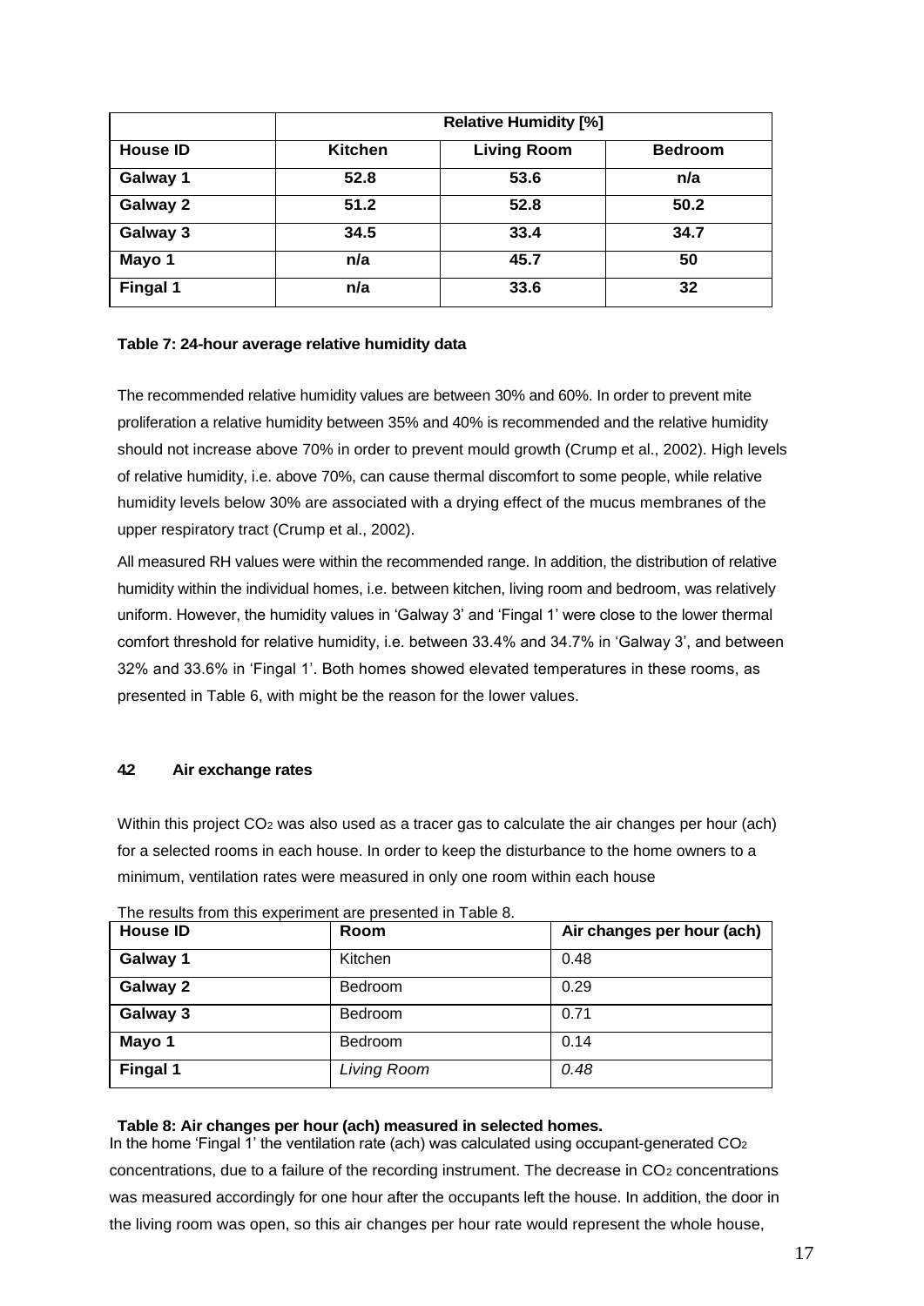| | Relative Humidity [%] | | |
|---|---|---|---|
| **House ID** | **Kitchen** | **Living Room** | **Bedroom** |
| **Galway 1** | **52.8** | **53.6** | **n/a** |
| **Galway 2** | **51.2** | **52.8** | **50.2** |
| **Galway 3** | **34.5** | **33.4** | **34.7** |
| **Mayo 1** | **n/a** | **45.7** | **50** |
| **Fingal 1** | **n/a** | **33.6** | **32** |

**Table 7: 24-hour average relative humidity data**

The recommended relative humidity values are between 30% and 60%. In order to prevent mite proliferation a relative humidity between 35% and 40% is recommended and the relative humidity should not increase above 70% in order to prevent mould growth (Crump et al., 2002). High levels of relative humidity, i.e. above 70%, can cause thermal discomfort to some people, while relative humidity levels below 30% are associated with a drying effect of the mucus membranes of the upper respiratory tract (Crump et al., 2002).

All measured RH values were within the recommended range. In addition, the distribution of relative humidity within the individual homes, i.e. between kitchen, living room and bedroom, was relatively uniform. However, the humidity values in 'Galway 3' and 'Fingal 1' were close to the lower thermal comfort threshold for relative humidity, i.e. between 33.4% and 34.7% in 'Galway 3', and between 32% and 33.6% in 'Fingal 1'. Both homes showed elevated temperatures in these rooms, as presented in Table 6, with might be the reason for the lower values.

### 4.2 Air exchange rates

Within this project $CO_2$ was also used as a tracer gas to calculate the air changes per hour (ach) for a selected rooms in each house. In order to keep the disturbance to the home owners to a minimum, ventilation rates were measured in only one room within each house

The results from this experiment are presented in Table 8.

| House ID | Room | Air changes per hour (ach) |
|---|---|---|
| **Galway 1** | Kitchen | 0.48 |
| **Galway 2** | Bedroom | 0.29 |
| **Galway 3** | Bedroom | 0.71 |
| **Mayo 1** | Bedroom | 0.14 |
| **Fingal 1** | *Living Room* | *0.48* |

**Table 8: Air changes per hour (ach) measured in selected homes.**

In the home 'Fingal 1' the ventilation rate (ach) was calculated using occupant-generated $CO_2$ concentrations, due to a failure of the recording instrument. The decrease in $CO_2$ concentrations was measured accordingly for one hour after the occupants left the house. In addition, the door in the living room was open, so this air changes per hour rate would represent the whole house,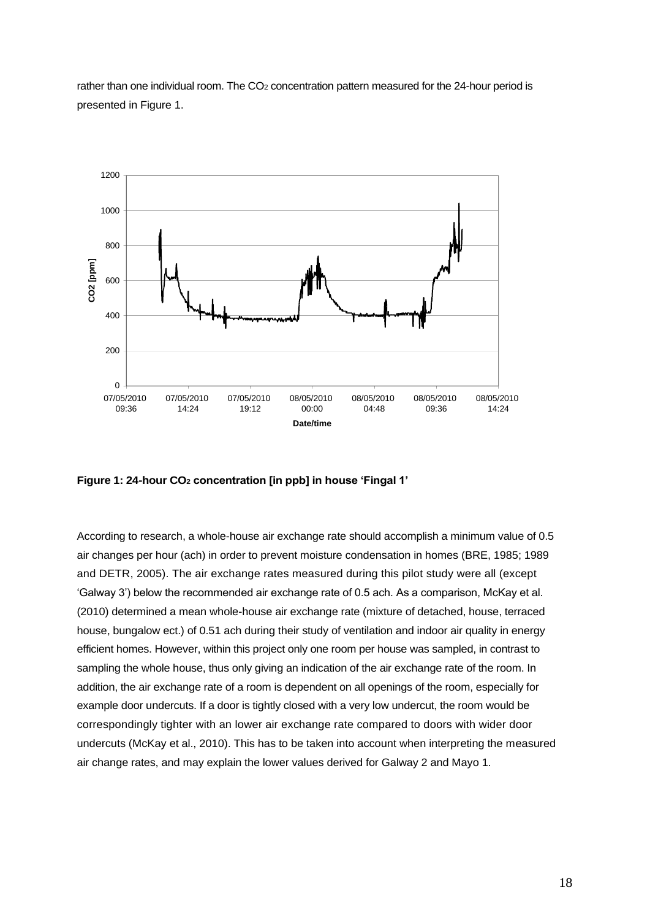rather than one individual room. The $CO_2$ concentration pattern measured for the 24-hour period is presented in Figure 1.

**Figure 1: 24-hour $CO_2$ concentration [in ppb] in house 'Fingal 1'**

According to research, a whole-house air exchange rate should accomplish a minimum value of 0.5 air changes per hour (ach) in order to prevent moisture condensation in homes (BRE, 1985; 1989 and DETR, 2005). The air exchange rates measured during this pilot study were all (except 'Galway 3') below the recommended air exchange rate of 0.5 ach. As a comparison, McKay et al. (2010) determined a mean whole-house air exchange rate (mixture of detached, house, terraced house, bungalow ect.) of 0.51 ach during their study of ventilation and indoor air quality in energy efficient homes. However, within this project only one room per house was sampled, in contrast to sampling the whole house, thus only giving an indication of the air exchange rate of the room. In addition, the air exchange rate of a room is dependent on all openings of the room, especially for example door undercuts. If a door is tightly closed with a very low undercut, the room would be correspondingly tighter with an lower air exchange rate compared to doors with wider door undercuts (McKay et al., 2010). This has to be taken into account when interpreting the measured air change rates, and may explain the lower values derived for Galway 2 and Mayo 1.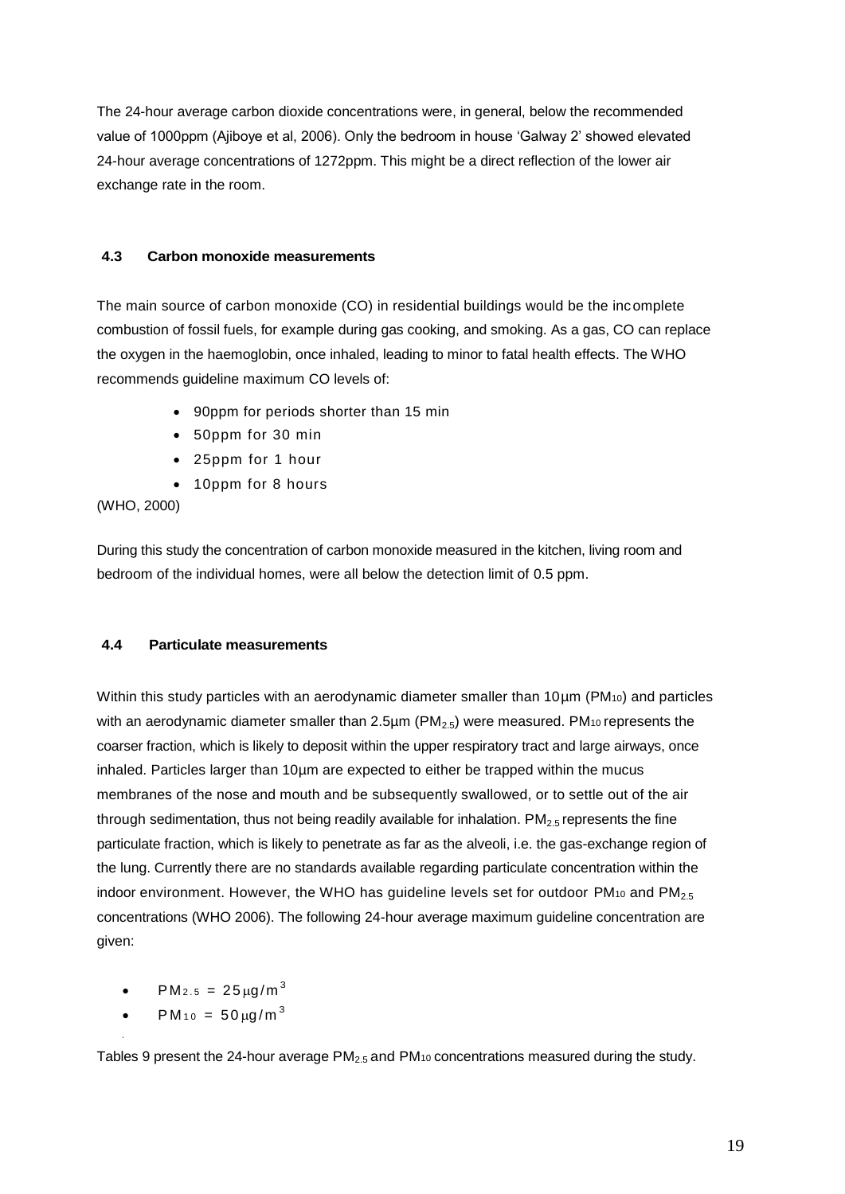The 24-hour average carbon dioxide concentrations were, in general, below the recommended value of 1000ppm (Ajiboye et al, 2006). Only the bedroom in house 'Galway 2' showed elevated 24-hour average concentrations of 1272ppm. This might be a direct reflection of the lower air exchange rate in the room.

### 4.3 Carbon monoxide measurements

The main source of carbon monoxide (CO) in residential buildings would be the incomplete combustion of fossil fuels, for example during gas cooking, and smoking. As a gas, CO can replace the oxygen in the haemoglobin, once inhaled, leading to minor to fatal health effects. The WHO recommends guideline maximum CO levels of:

- 90ppm for periods shorter than 15 min
- 50ppm for 30 min
- 25ppm for 1 hour
- 10ppm for 8 hours

(WHO, 2000)

During this study the concentration of carbon monoxide measured in the kitchen, living room and bedroom of the individual homes, were all below the detection limit of 0.5 ppm.

### 4.4 Particulate measurements

Within this study particles with an aerodynamic diameter smaller than 10µm ($PM_{10}$) and particles with an aerodynamic diameter smaller than 2.5µm ($PM_{2.5}$) were measured. $PM_{10}$ represents the coarser fraction, which is likely to deposit within the upper respiratory tract and large airways, once inhaled. Particles larger than 10µm are expected to either be trapped within the mucus membranes of the nose and mouth and be subsequently swallowed, or to settle out of the air through sedimentation, thus not being readily available for inhalation. $PM_{2.5}$ represents the fine particulate fraction, which is likely to penetrate as far as the alveoli, i.e. the gas-exchange region of the lung. Currently there are no standards available regarding particulate concentration within the indoor environment. However, the WHO has guideline levels set for outdoor $PM_{10}$ and $PM_{2.5}$ concentrations (WHO 2006). The following 24-hour average maximum guideline concentration are given:

- $PM_{2.5} = 25 \mu g/m^3$
- $PM_{10} = 50 \mu g/m^3$

Tables 9 present the 24-hour average $PM_{2.5}$ and $PM_{10}$ concentrations measured during the study.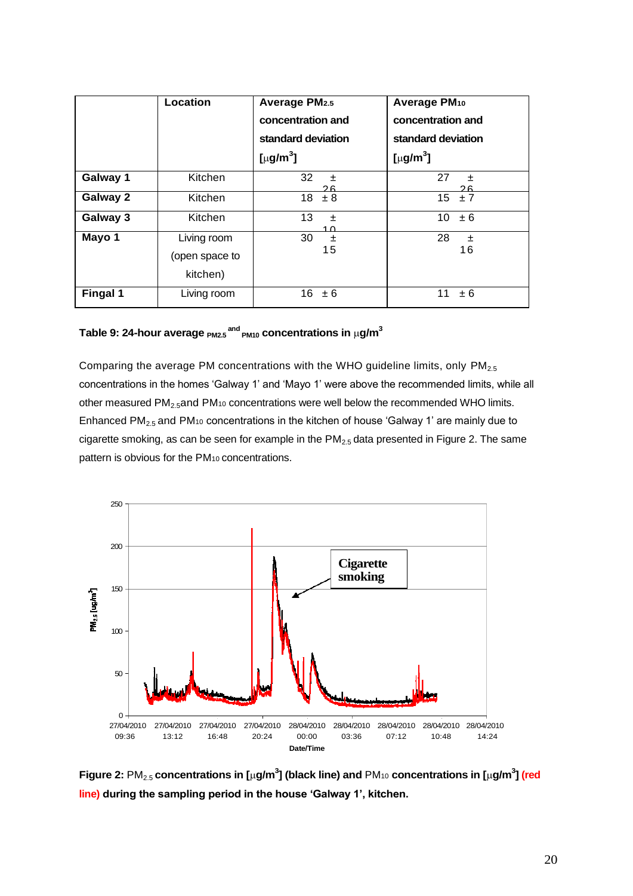| | Location | Average $PM_{2.5}$ concentration and standard deviation [$\mu g/m^3$] | Average $PM_{10}$ concentration and standard deviation [$\mu g/m^3$] |
|---|---|---|---|
| **Galway 1** | Kitchen | 32 ± 26 | 27 ± 26 |
| **Galway 2** | Kitchen | 18 ± 8 | 15 ± 7 |
| **Galway 3** | Kitchen | 13 ± 10 | 10 ± 6 |
| **Mayo 1** | Living room (open space to kitchen) | 30 ± 15 | 28 ± 16 |
| **Fingal 1** | Living room | 16 ± 6 | 11 ± 6 |

**Table 9: 24-hour average $PM_{2.5}$ and $PM_{10}$ concentrations in $\mu g/m^3$**

Comparing the average PM concentrations with the WHO guideline limits, only $PM_{2.5}$ concentrations in the homes 'Galway 1' and 'Mayo 1' were above the recommended limits, while all other measured $PM_{2.5}$ and $PM_{10}$ concentrations were well below the recommended WHO limits. Enhanced $PM_{2.5}$ and $PM_{10}$ concentrations in the kitchen of house 'Galway 1' are mainly due to cigarette smoking, as can be seen for example in the $PM_{2.5}$ data presented in Figure 2. The same pattern is obvious for the $PM_{10}$ concentrations.

**Figure 2:** $PM_{2.5}$ **concentrations in [$\mu g/m^3$] (black line) and** $PM_{10}$ **concentrations in [$\mu g/m^3$] (red line) during the sampling period in the house 'Galway 1', kitchen.**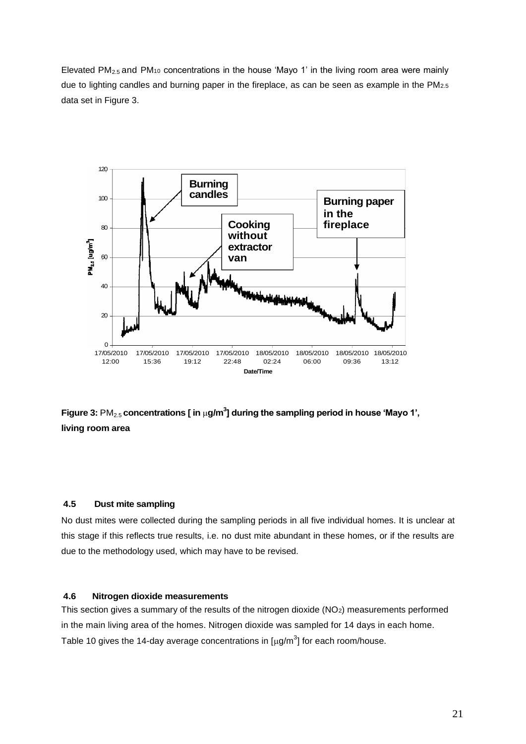Elevated $PM_{2.5}$ and $PM_{10}$ concentrations in the house 'Mayo 1' in the living room area were mainly due to lighting candles and burning paper in the fireplace, as can be seen as example in the $PM_{2.5}$ data set in Figure 3.

**Figure 3:** $PM_{2.5}$ **concentrations [ in $\mu g/m^3$] during the sampling period in house 'Mayo 1', living room area**

### 4.5 Dust mite sampling

No dust mites were collected during the sampling periods in all five individual homes. It is unclear at this stage if this reflects true results, i.e. no dust mite abundant in these homes, or if the results are due to the methodology used, which may have to be revised.

### 4.6 Nitrogen dioxide measurements

This section gives a summary of the results of the nitrogen dioxide ($NO_2$) measurements performed in the main living area of the homes. Nitrogen dioxide was sampled for 14 days in each home. Table 10 gives the 14-day average concentrations in [$\mu g/m^3$] for each room/house.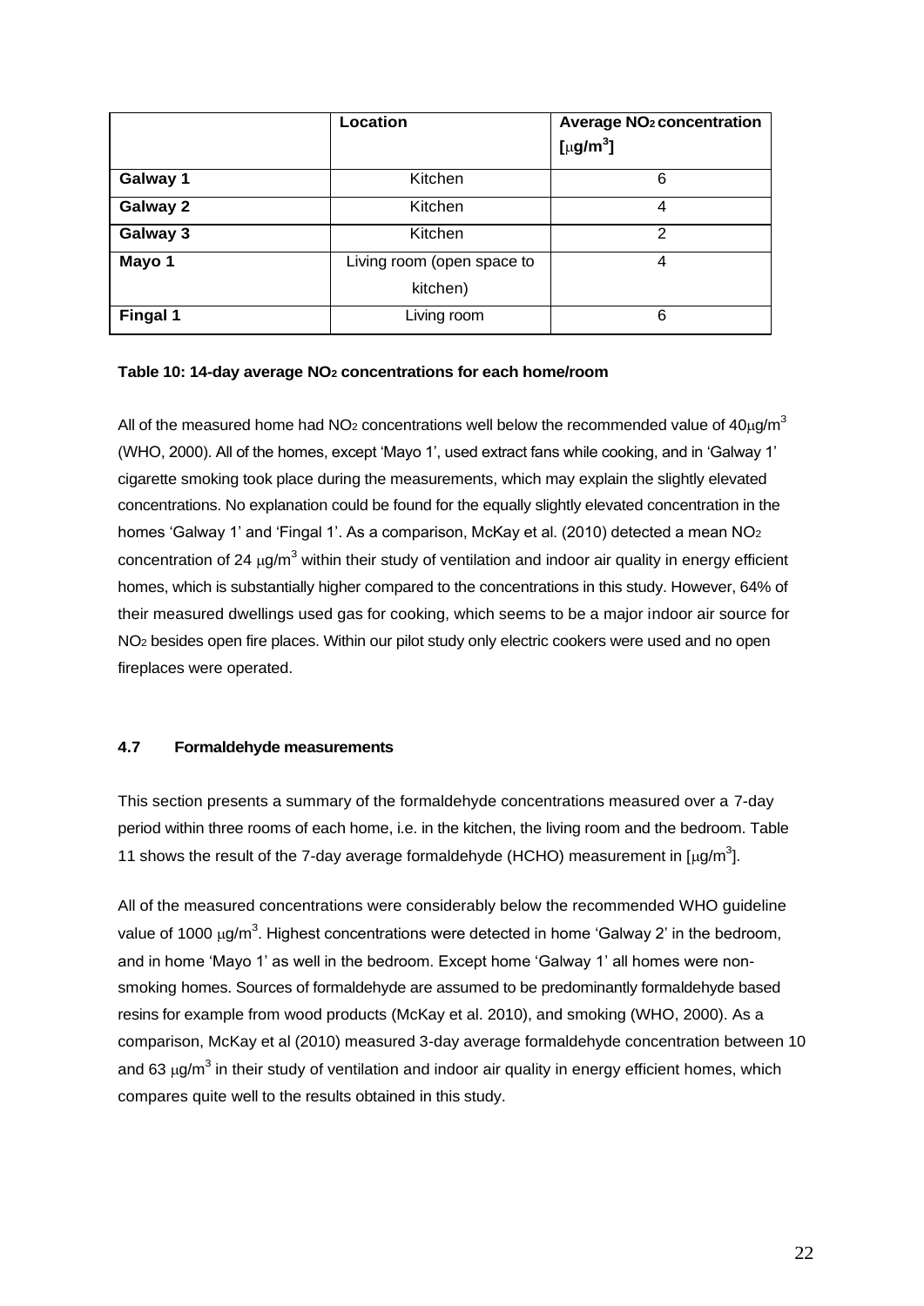| | Location | Average $NO_2$ concentration [$\mu g/m^3$] |
|---|---|---|
| **Galway 1** | Kitchen | 6 |
| **Galway 2** | Kitchen | 4 |
| **Galway 3** | Kitchen | 2 |
| **Mayo 1** | Living room (open space to kitchen) | 4 |
| **Fingal 1** | Living room | 6 |

**Table 10: 14-day average $NO_2$ concentrations for each home/room**

All of the measured home had $NO_2$ concentrations well below the recommended value of 40$\mu g/m^3$ (WHO, 2000). All of the homes, except 'Mayo 1', used extract fans while cooking, and in 'Galway 1' cigarette smoking took place during the measurements, which may explain the slightly elevated concentrations. No explanation could be found for the equally slightly elevated concentration in the homes 'Galway 1' and 'Fingal 1'. As a comparison, McKay et al. (2010) detected a mean $NO_2$ concentration of 24 $\mu g/m^3$ within their study of ventilation and indoor air quality in energy efficient homes, which is substantially higher compared to the concentrations in this study. However, 64% of their measured dwellings used gas for cooking, which seems to be a major indoor air source for $NO_2$ besides open fire places. Within our pilot study only electric cookers were used and no open fireplaces were operated.

#### 4.7 Formaldehyde measurements

This section presents a summary of the formaldehyde concentrations measured over a 7-day period within three rooms of each home, i.e. in the kitchen, the living room and the bedroom. Table 11 shows the result of the 7-day average formaldehyde (HCHO) measurement in [$\mu g/m^3$].

All of the measured concentrations were considerably below the recommended WHO guideline value of 1000 $\mu g/m^3$. Highest concentrations were detected in home 'Galway 2' in the bedroom, and in home 'Mayo 1' as well in the bedroom. Except home 'Galway 1' all homes were non-smoking homes. Sources of formaldehyde are assumed to be predominantly formaldehyde based resins for example from wood products (McKay et al. 2010), and smoking (WHO, 2000). As a comparison, McKay et al (2010) measured 3-day average formaldehyde concentration between 10 and 63 $\mu g/m^3$ in their study of ventilation and indoor air quality in energy efficient homes, which compares quite well to the results obtained in this study.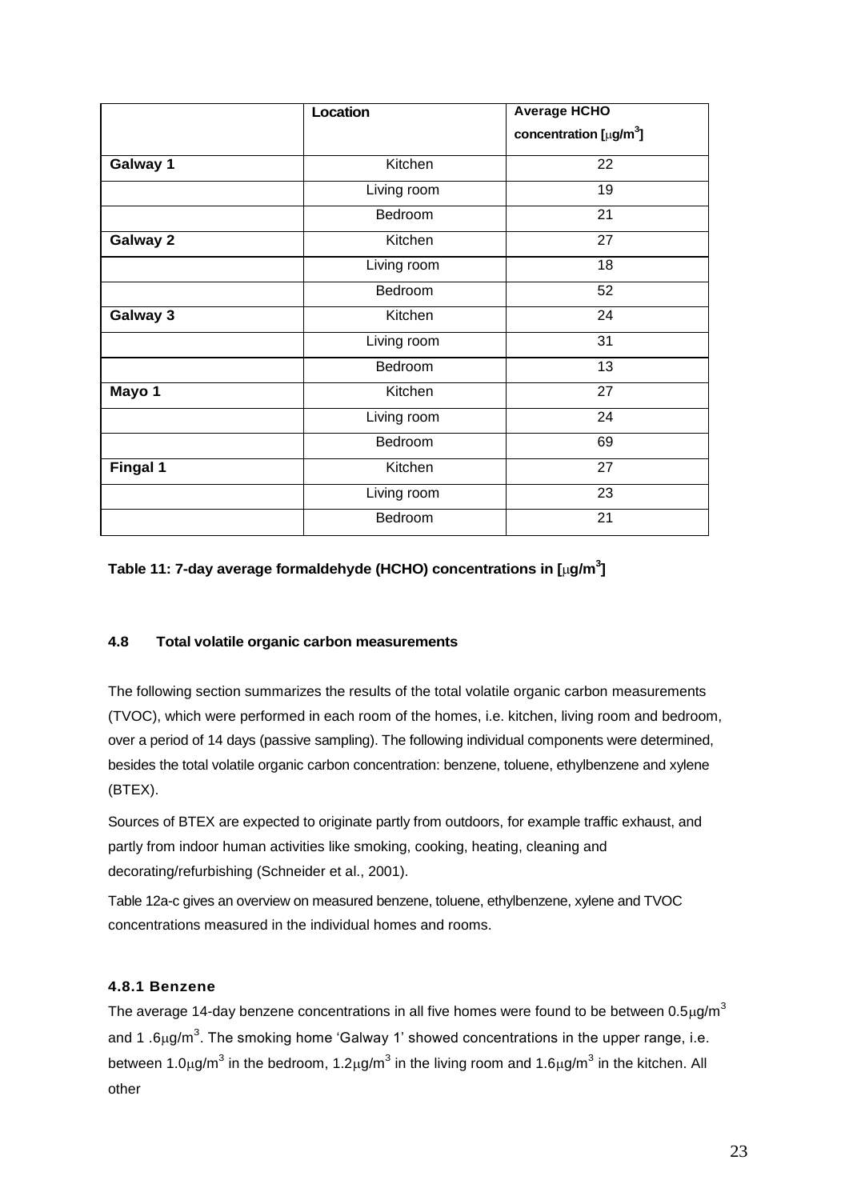| | Location | Average HCHO concentration [$\mu g/m^3$] |
|---|---|---|
| **Galway 1** | Kitchen | 22 |
| | Living room | 19 |
| | Bedroom | 21 |
| **Galway 2** | Kitchen | 27 |
| | Living room | 18 |
| | Bedroom | 52 |
| **Galway 3** | Kitchen | 24 |
| | Living room | 31 |
| | Bedroom | 13 |
| **Mayo 1** | Kitchen | 27 |
| | Living room | 24 |
| | Bedroom | 69 |
| **Fingal 1** | Kitchen | 27 |
| | Living room | 23 |
| | Bedroom | 21 |

**Table 11: 7-day average formaldehyde (HCHO) concentrations in [$\mu g/m^3$]**

### 4.8 Total volatile organic carbon measurements

The following section summarizes the results of the total volatile organic carbon measurements (TVOC), which were performed in each room of the homes, i.e. kitchen, living room and bedroom, over a period of 14 days (passive sampling). The following individual components were determined, besides the total volatile organic carbon concentration: benzene, toluene, ethylbenzene and xylene (BTEX).

Sources of BTEX are expected to originate partly from outdoors, for example traffic exhaust, and partly from indoor human activities like smoking, cooking, heating, cleaning and decorating/refurbishing (Schneider et al., 2001).

Table 12a-c gives an overview on measured benzene, toluene, ethylbenzene, xylene and TVOC concentrations measured in the individual homes and rooms.

#### 4.8.1 Benzene

The average 14-day benzene concentrations in all five homes were found to be between 0.5$\mu g/m^3$ and 1 .6$\mu g/m^3$. The smoking home 'Galway 1' showed concentrations in the upper range, i.e. between 1.0$\mu g/m^3$ in the bedroom, 1.2$\mu g/m^3$ in the living room and 1.6$\mu g/m^3$ in the kitchen. All other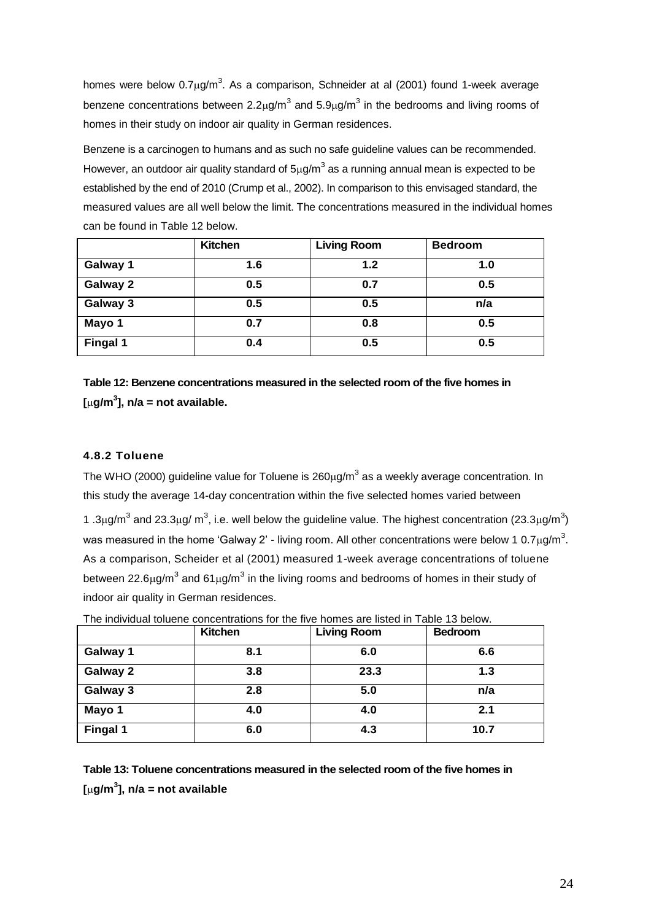homes were below 0.7μg/m$^3$. As a comparison, Schneider at al (2001) found 1-week average benzene concentrations between 2.2μg/m$^3$ and 5.9μg/m$^3$ in the bedrooms and living rooms of homes in their study on indoor air quality in German residences.

Benzene is a carcinogen to humans and as such no safe guideline values can be recommended. However, an outdoor air quality standard of 5μg/m$^3$ as a running annual mean is expected to be established by the end of 2010 (Crump et al., 2002). In comparison to this envisaged standard, the measured values are all well below the limit. The concentrations measured in the individual homes can be found in Table 12 below.

| | Kitchen | Living Room | Bedroom |
|---|---|---|---|
| Galway 1 | 1.6 | 1.2 | 1.0 |
| Galway 2 | 0.5 | 0.7 | 0.5 |
| Galway 3 | 0.5 | 0.5 | n/a |
| Mayo 1 | 0.7 | 0.8 | 0.5 |
| Fingal 1 | 0.4 | 0.5 | 0.5 |

**Table 12: Benzene concentrations measured in the selected room of the five homes in [μg/m$^3$], n/a = not available.**

#### 4.8.2 Toluene

The WHO (2000) guideline value for Toluene is 260μg/m$^3$ as a weekly average concentration. In this study the average 14-day concentration within the five selected homes varied between 1 .3μg/m$^3$ and 23.3μg/ m$^3$, i.e. well below the guideline value. The highest concentration (23.3μg/m$^3$) was measured in the home 'Galway 2' - living room. All other concentrations were below 1 0.7μg/m$^3$. As a comparison, Scheider et al (2001) measured 1-week average concentrations of toluene between 22.6μg/m$^3$ and 61μg/m$^3$ in the living rooms and bedrooms of homes in their study of indoor air quality in German residences.

The individual toluene concentrations for the five homes are listed in Table 13 below.

| | Kitchen | Living Room | Bedroom |
|---|---|---|---|
| Galway 1 | 8.1 | 6.0 | 6.6 |
| Galway 2 | 3.8 | 23.3 | 1.3 |
| Galway 3 | 2.8 | 5.0 | n/a |
| Mayo 1 | 4.0 | 4.0 | 2.1 |
| Fingal 1 | 6.0 | 4.3 | 10.7 |

**Table 13: Toluene concentrations measured in the selected room of the five homes in [μg/m$^3$], n/a = not available**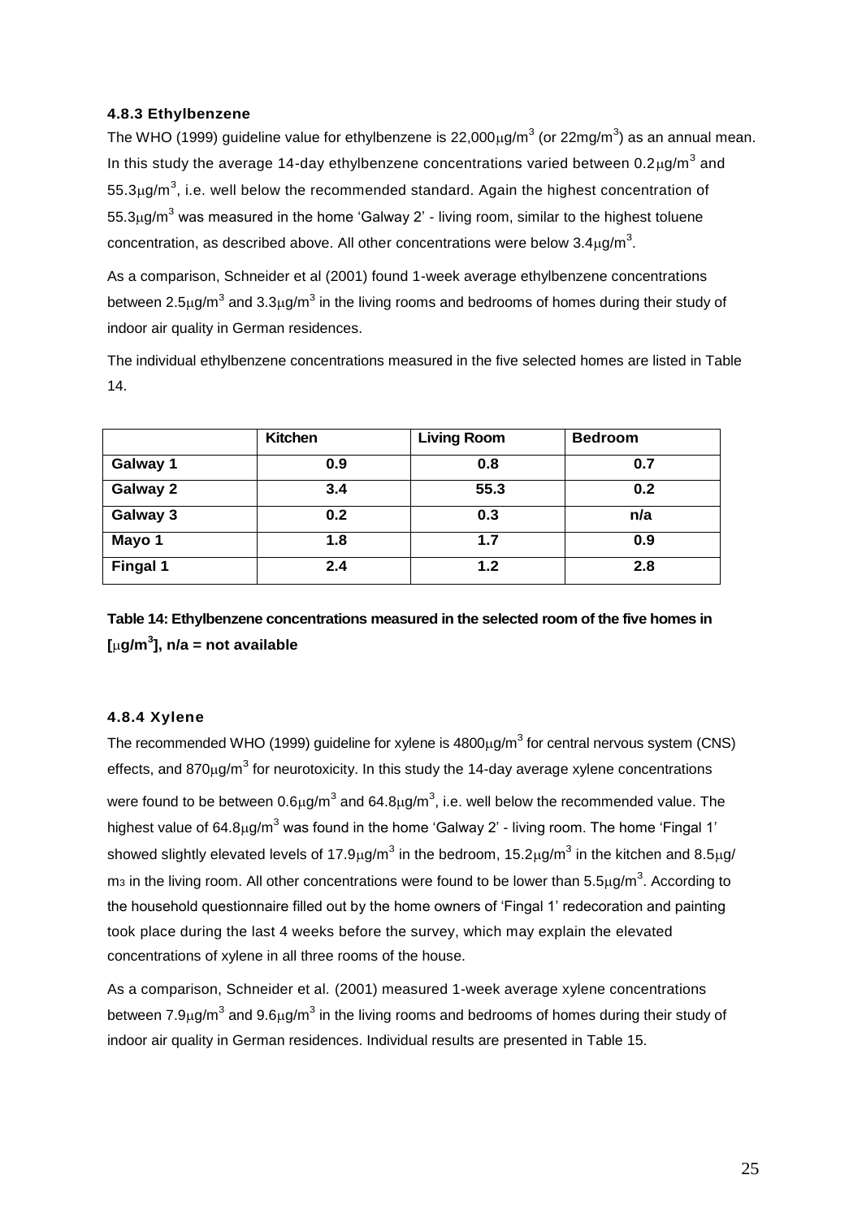### 4.8.3 Ethylbenzene

The WHO (1999) guideline value for ethylbenzene is 22,000μg/m$^3$ (or 22mg/m$^3$) as an annual mean. In this study the average 14-day ethylbenzene concentrations varied between 0.2μg/m$^3$ and 55.3μg/m$^3$, i.e. well below the recommended standard. Again the highest concentration of 55.3μg/m$^3$ was measured in the home 'Galway 2' - living room, similar to the highest toluene concentration, as described above. All other concentrations were below 3.4μg/m$^3$.

As a comparison, Schneider et al (2001) found 1-week average ethylbenzene concentrations between 2.5μg/m$^3$ and 3.3μg/m$^3$ in the living rooms and bedrooms of homes during their study of indoor air quality in German residences.

The individual ethylbenzene concentrations measured in the five selected homes are listed in Table 14.

| | Kitchen | Living Room | Bedroom |
|---|---|---|---|
| Galway 1 | 0.9 | 0.8 | 0.7 |
| Galway 2 | 3.4 | 55.3 | 0.2 |
| Galway 3 | 0.2 | 0.3 | n/a |
| Mayo 1 | 1.8 | 1.7 | 0.9 |
| Fingal 1 | 2.4 | 1.2 | 2.8 |

**Table 14: Ethylbenzene concentrations measured in the selected room of the five homes in [μg/m$^3$], n/a = not available**

### 4.8.4 Xylene

The recommended WHO (1999) guideline for xylene is 4800μg/m$^3$ for central nervous system (CNS) effects, and 870μg/m$^3$ for neurotoxicity. In this study the 14-day average xylene concentrations were found to be between 0.6μg/m$^3$ and 64.8μg/m$^3$, i.e. well below the recommended value. The highest value of 64.8μg/m$^3$ was found in the home 'Galway 2' - living room. The home 'Fingal 1' showed slightly elevated levels of 17.9μg/m$^3$ in the bedroom, 15.2μg/m$^3$ in the kitchen and 8.5μg/m$^3$ in the living room. All other concentrations were found to be lower than 5.5μg/m$^3$. According to the household questionnaire filled out by the home owners of 'Fingal 1' redecoration and painting took place during the last 4 weeks before the survey, which may explain the elevated concentrations of xylene in all three rooms of the house.

As a comparison, Schneider et al. (2001) measured 1-week average xylene concentrations between 7.9μg/m$^3$ and 9.6μg/m$^3$ in the living rooms and bedrooms of homes during their study of indoor air quality in German residences. Individual results are presented in Table 15.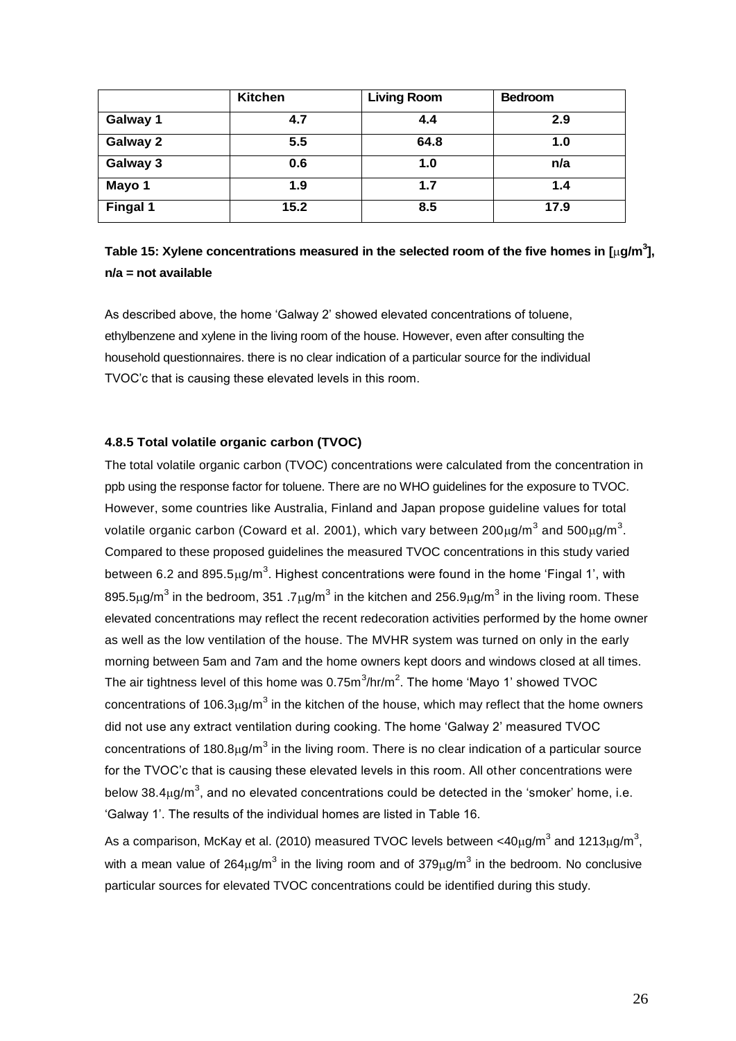| | Kitchen | Living Room | Bedroom |
|---|---|---|---|
| **Galway 1** | 4.7 | 4.4 | 2.9 |
| **Galway 2** | 5.5 | 64.8 | 1.0 |
| **Galway 3** | 0.6 | 1.0 | n/a |
| **Mayo 1** | 1.9 | 1.7 | 1.4 |
| **Fingal 1** | 15.2 | 8.5 | 17.9 |

**Table 15: Xylene concentrations measured in the selected room of the five homes in [$\mu g/m^3$], n/a = not available**

As described above, the home 'Galway 2' showed elevated concentrations of toluene, ethylbenzene and xylene in the living room of the house. However, even after consulting the household questionnaires. there is no clear indication of a particular source for the individual TVOC'c that is causing these elevated levels in this room.

### 4.8.5 Total volatile organic carbon (TVOC)

The total volatile organic carbon (TVOC) concentrations were calculated from the concentration in ppb using the response factor for toluene. There are no WHO guidelines for the exposure to TVOC. However, some countries like Australia, Finland and Japan propose guideline values for total volatile organic carbon (Coward et al. 2001), which vary between 200$\mu g/m^3$ and 500$\mu g/m^3$. Compared to these proposed guidelines the measured TVOC concentrations in this study varied between 6.2 and 895.5$\mu g/m^3$. Highest concentrations were found in the home 'Fingal 1', with 895.5$\mu g/m^3$ in the bedroom, 351 .7$\mu g/m^3$ in the kitchen and 256.9$\mu g/m^3$ in the living room. These elevated concentrations may reflect the recent redecoration activities performed by the home owner as well as the low ventilation of the house. The MVHR system was turned on only in the early morning between 5am and 7am and the home owners kept doors and windows closed at all times. The air tightness level of this home was 0.75$m^3/hr/m^2$. The home 'Mayo 1' showed TVOC concentrations of 106.3$\mu g/m^3$ in the kitchen of the house, which may reflect that the home owners did not use any extract ventilation during cooking. The home 'Galway 2' measured TVOC concentrations of 180.8$\mu g/m^3$ in the living room. There is no clear indication of a particular source for the TVOC'c that is causing these elevated levels in this room. All other concentrations were below 38.4$\mu g/m^3$, and no elevated concentrations could be detected in the 'smoker' home, i.e. 'Galway 1'. The results of the individual homes are listed in Table 16.

As a comparison, McKay et al. (2010) measured TVOC levels between <40$\mu g/m^3$ and 1213$\mu g/m^3$, with a mean value of 264$\mu g/m^3$ in the living room and of 379$\mu g/m^3$ in the bedroom. No conclusive particular sources for elevated TVOC concentrations could be identified during this study.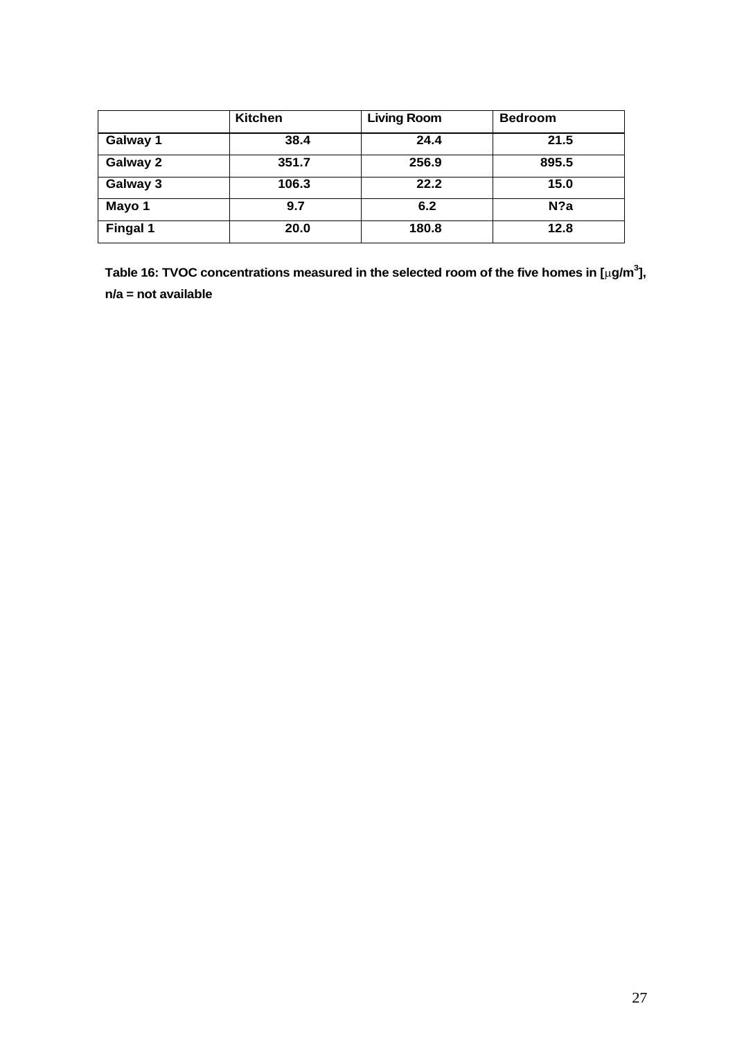| | Kitchen | Living Room | Bedroom |
|---|---|---|---|
| Galway 1 | 38.4 | 24.4 | 21.5 |
| Galway 2 | 351.7 | 256.9 | 895.5 |
| Galway 3 | 106.3 | 22.2 | 15.0 |
| Mayo 1 | 9.7 | 6.2 | N?a |
| Fingal 1 | 20.0 | 180.8 | 12.8 |

**Table 16: TVOC concentrations measured in the selected room of the five homes in [$\mu g/m^3$], n/a = not available**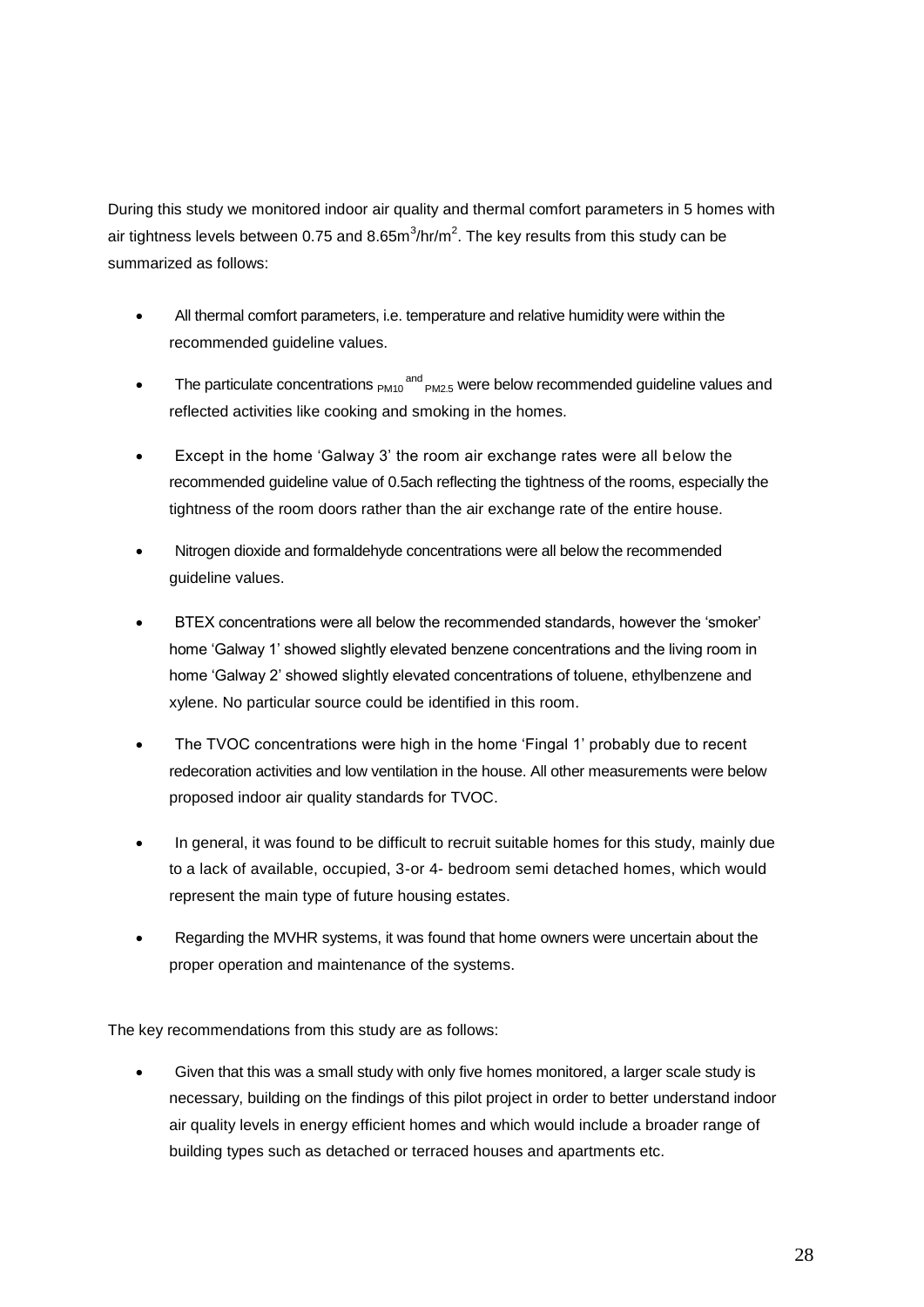During this study we monitored indoor air quality and thermal comfort parameters in 5 homes with air tightness levels between 0.75 and 8.65$m^3/hr/m^2$. The key results from this study can be summarized as follows:

- All thermal comfort parameters, i.e. temperature and relative humidity were within the recommended guideline values.
- The particulate concentrations $_{PM10}$ $^{and}$ $_{PM2.5}$ were below recommended guideline values and reflected activities like cooking and smoking in the homes.
- Except in the home 'Galway 3' the room air exchange rates were all below the recommended guideline value of 0.5ach reflecting the tightness of the rooms, especially the tightness of the room doors rather than the air exchange rate of the entire house.
- Nitrogen dioxide and formaldehyde concentrations were all below the recommended guideline values.
- BTEX concentrations were all below the recommended standards, however the 'smoker' home 'Galway 1' showed slightly elevated benzene concentrations and the living room in home 'Galway 2' showed slightly elevated concentrations of toluene, ethylbenzene and xylene. No particular source could be identified in this room.
- The TVOC concentrations were high in the home 'Fingal 1' probably due to recent redecoration activities and low ventilation in the house. All other measurements were below proposed indoor air quality standards for TVOC.
- In general, it was found to be difficult to recruit suitable homes for this study, mainly due to a lack of available, occupied, 3-or 4- bedroom semi detached homes, which would represent the main type of future housing estates.
- Regarding the MVHR systems, it was found that home owners were uncertain about the proper operation and maintenance of the systems.

The key recommendations from this study are as follows:

- Given that this was a small study with only five homes monitored, a larger scale study is necessary, building on the findings of this pilot project in order to better understand indoor air quality levels in energy efficient homes and which would include a broader range of building types such as detached or terraced houses and apartments etc.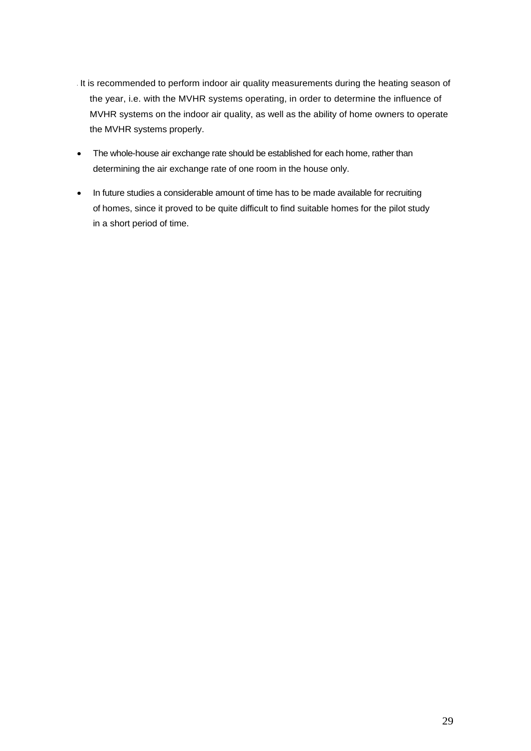- It is recommended to perform indoor air quality measurements during the heating season of the year, i.e. with the MVHR systems operating, in order to determine the influence of MVHR systems on the indoor air quality, as well as the ability of home owners to operate the MVHR systems properly.
- The whole-house air exchange rate should be established for each home, rather than determining the air exchange rate of one room in the house only.
- In future studies a considerable amount of time has to be made available for recruiting of homes, since it proved to be quite difficult to find suitable homes for the pilot study in a short period of time.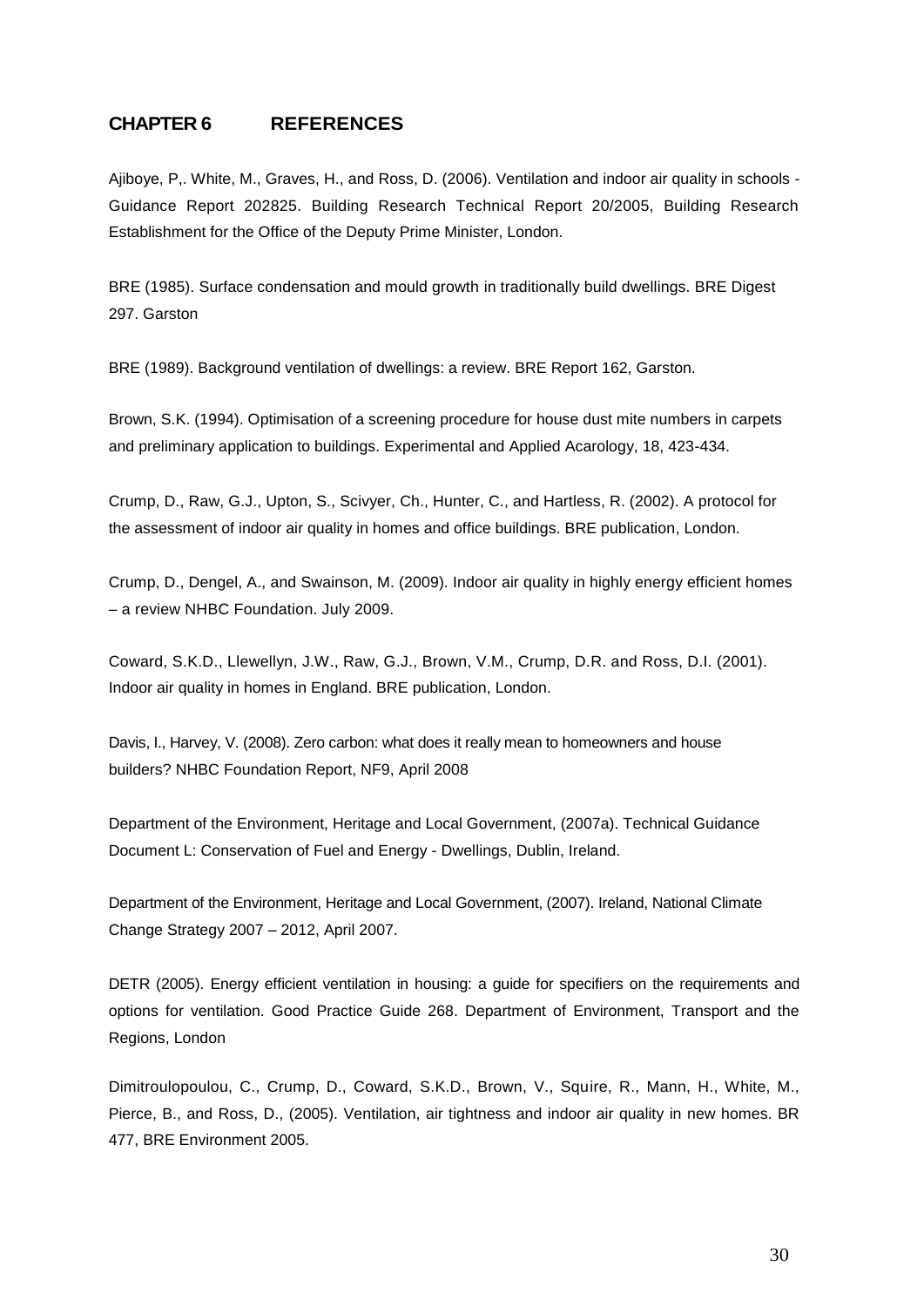## CHAPTER 6 REFERENCES

Ajiboye, P,. White, M., Graves, H., and Ross, D. (2006). Ventilation and indoor air quality in schools - Guidance Report 202825. Building Research Technical Report 20/2005, Building Research Establishment for the Office of the Deputy Prime Minister, London.

BRE (1985). Surface condensation and mould growth in traditionally build dwellings. BRE Digest 297. Garston

BRE (1989). Background ventilation of dwellings: a review. BRE Report 162, Garston.

Brown, S.K. (1994). Optimisation of a screening procedure for house dust mite numbers in carpets and preliminary application to buildings. Experimental and Applied Acarology, 18, 423-434.

Crump, D., Raw, G.J., Upton, S., Scivyer, Ch., Hunter, C., and Hartless, R. (2002). A protocol for the assessment of indoor air quality in homes and office buildings. BRE publication, London.

Crump, D., Dengel, A., and Swainson, M. (2009). Indoor air quality in highly energy efficient homes – a review NHBC Foundation. July 2009.

Coward, S.K.D., Llewellyn, J.W., Raw, G.J., Brown, V.M., Crump, D.R. and Ross, D.I. (2001). Indoor air quality in homes in England. BRE publication, London.

Davis, I., Harvey, V. (2008). Zero carbon: what does it really mean to homeowners and house builders? NHBC Foundation Report, NF9, April 2008

Department of the Environment, Heritage and Local Government, (2007a). Technical Guidance Document L: Conservation of Fuel and Energy - Dwellings, Dublin, Ireland.

Department of the Environment, Heritage and Local Government, (2007). Ireland, National Climate Change Strategy 2007 – 2012, April 2007.

DETR (2005). Energy efficient ventilation in housing: a guide for specifiers on the requirements and options for ventilation. Good Practice Guide 268. Department of Environment, Transport and the Regions, London

Dimitroulopoulou, C., Crump, D., Coward, S.K.D., Brown, V., Squire, R., Mann, H., White, M., Pierce, B., and Ross, D., (2005). Ventilation, air tightness and indoor air quality in new homes. BR 477, BRE Environment 2005.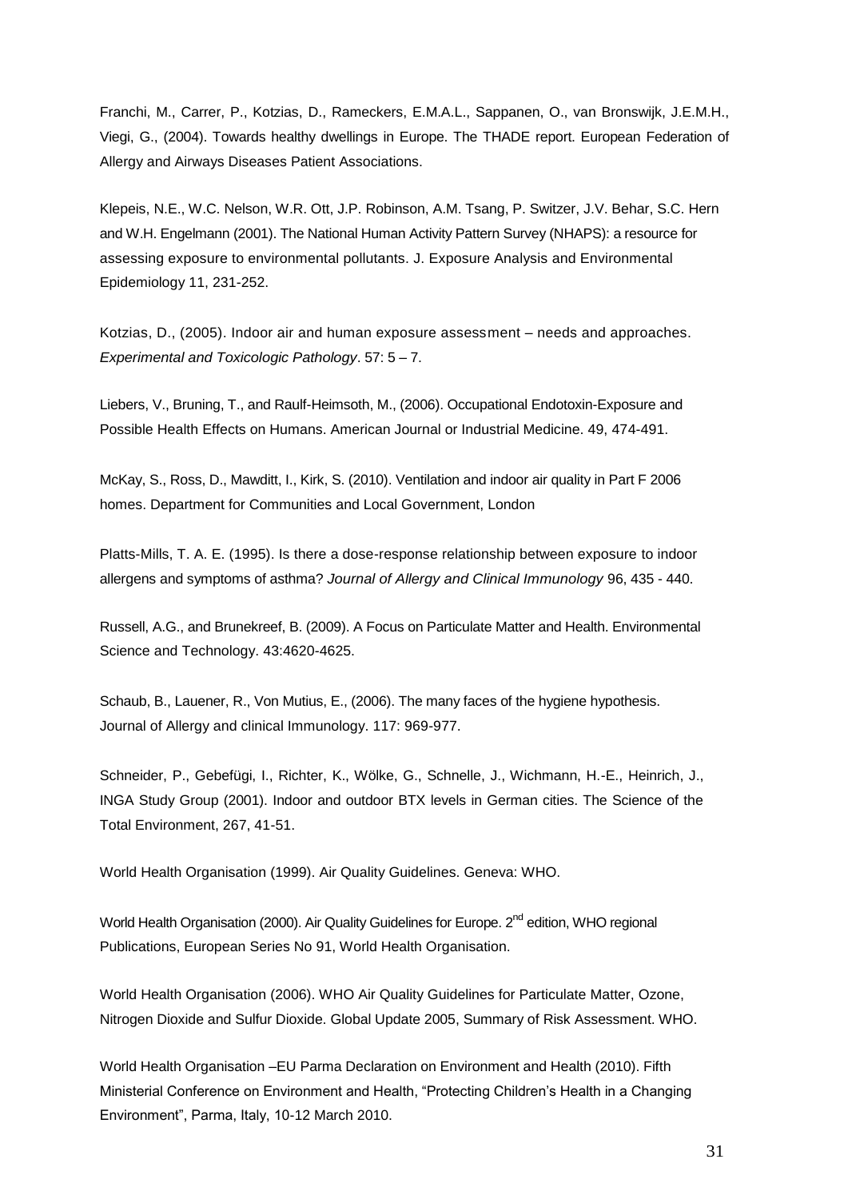Franchi, M., Carrer, P., Kotzias, D., Rameckers, E.M.A.L., Sappanen, O., van Bronswijk, J.E.M.H., Viegi, G., (2004). Towards healthy dwellings in Europe. The THADE report. European Federation of Allergy and Airways Diseases Patient Associations.

Klepeis, N.E., W.C. Nelson, W.R. Ott, J.P. Robinson, A.M. Tsang, P. Switzer, J.V. Behar, S.C. Hern and W.H. Engelmann (2001). The National Human Activity Pattern Survey (NHAPS): a resource for assessing exposure to environmental pollutants. J. Exposure Analysis and Environmental Epidemiology 11, 231-252.

Kotzias, D., (2005). Indoor air and human exposure assessment – needs and approaches. *Experimental and Toxicologic Pathology*. 57: 5 – 7.

Liebers, V., Bruning, T., and Raulf-Heimsoth, M., (2006). Occupational Endotoxin-Exposure and Possible Health Effects on Humans. American Journal or Industrial Medicine. 49, 474-491.

McKay, S., Ross, D., Mawditt, I., Kirk, S. (2010). Ventilation and indoor air quality in Part F 2006 homes. Department for Communities and Local Government, London

Platts-Mills, T. A. E. (1995). Is there a dose-response relationship between exposure to indoor allergens and symptoms of asthma? *Journal of Allergy and Clinical Immunology* 96, 435 - 440.

Russell, A.G., and Brunekreef, B. (2009). A Focus on Particulate Matter and Health. Environmental Science and Technology. 43:4620-4625.

Schaub, B., Lauener, R., Von Mutius, E., (2006). The many faces of the hygiene hypothesis. Journal of Allergy and clinical Immunology. 117: 969-977.

Schneider, P., Gebefügi, I., Richter, K., Wölke, G., Schnelle, J., Wichmann, H.-E., Heinrich, J., INGA Study Group (2001). Indoor and outdoor BTX levels in German cities. The Science of the Total Environment, 267, 41-51.

World Health Organisation (1999). Air Quality Guidelines. Geneva: WHO.

World Health Organisation (2000). Air Quality Guidelines for Europe. 2nd edition, WHO regional Publications, European Series No 91, World Health Organisation.

World Health Organisation (2006). WHO Air Quality Guidelines for Particulate Matter, Ozone, Nitrogen Dioxide and Sulfur Dioxide. Global Update 2005, Summary of Risk Assessment. WHO.

World Health Organisation –EU Parma Declaration on Environment and Health (2010). Fifth Ministerial Conference on Environment and Health, "Protecting Children's Health in a Changing Environment", Parma, Italy, 10-12 March 2010.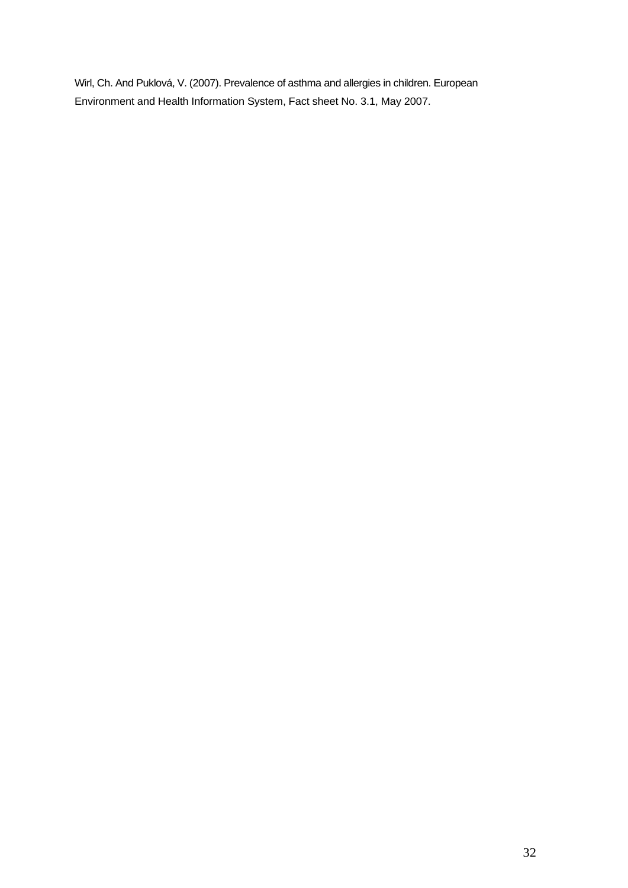Wirl, Ch. And Puklová, V. (2007). Prevalence of asthma and allergies in children. European Environment and Health Information System, Fact sheet No. 3.1, May 2007.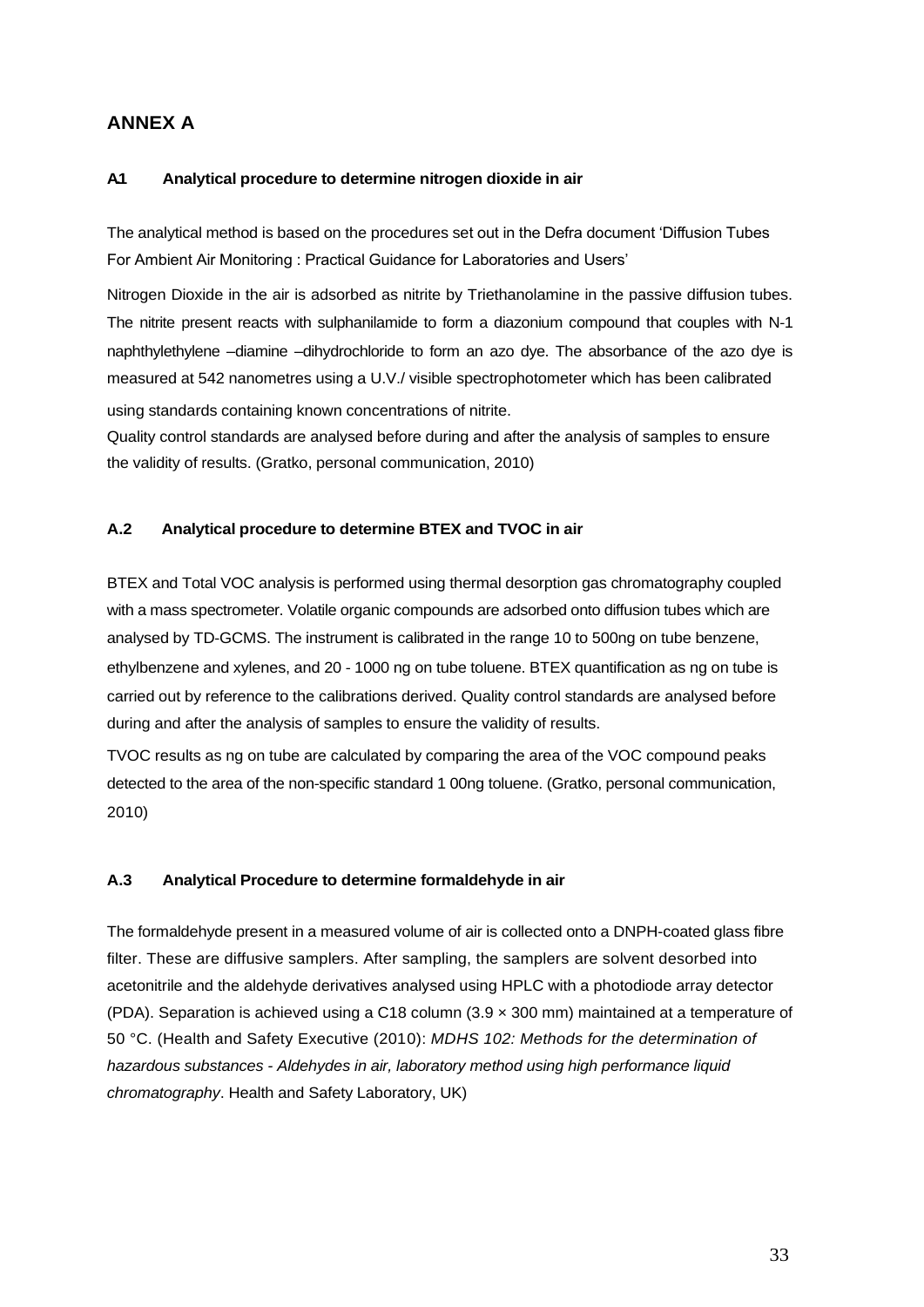# ANNEX A

### A1 Analytical procedure to determine nitrogen dioxide in air

The analytical method is based on the procedures set out in the Defra document 'Diffusion Tubes For Ambient Air Monitoring : Practical Guidance for Laboratories and Users'

Nitrogen Dioxide in the air is adsorbed as nitrite by Triethanolamine in the passive diffusion tubes. The nitrite present reacts with sulphanilamide to form a diazonium compound that couples with N-1 naphthylethylene –diamine –dihydrochloride to form an azo dye. The absorbance of the azo dye is measured at 542 nanometres using a U.V./ visible spectrophotometer which has been calibrated using standards containing known concentrations of nitrite.

Quality control standards are analysed before during and after the analysis of samples to ensure the validity of results. (Gratko, personal communication, 2010)

### A.2 Analytical procedure to determine BTEX and TVOC in air

BTEX and Total VOC analysis is performed using thermal desorption gas chromatography coupled with a mass spectrometer. Volatile organic compounds are adsorbed onto diffusion tubes which are analysed by TD-GCMS. The instrument is calibrated in the range 10 to 500ng on tube benzene, ethylbenzene and xylenes, and 20 - 1000 ng on tube toluene. BTEX quantification as ng on tube is carried out by reference to the calibrations derived. Quality control standards are analysed before during and after the analysis of samples to ensure the validity of results.

TVOC results as ng on tube are calculated by comparing the area of the VOC compound peaks detected to the area of the non-specific standard 1 00ng toluene. (Gratko, personal communication, 2010)

### A.3 Analytical Procedure to determine formaldehyde in air

The formaldehyde present in a measured volume of air is collected onto a DNPH-coated glass fibre filter. These are diffusive samplers. After sampling, the samplers are solvent desorbed into acetonitrile and the aldehyde derivatives analysed using HPLC with a photodiode array detector (PDA). Separation is achieved using a C18 column (3.9 × 300 mm) maintained at a temperature of 50 °C. (Health and Safety Executive (2010): *MDHS 102: Methods for the determination of hazardous substances - Aldehydes in air, laboratory method using high performance liquid chromatography*. Health and Safety Laboratory, UK)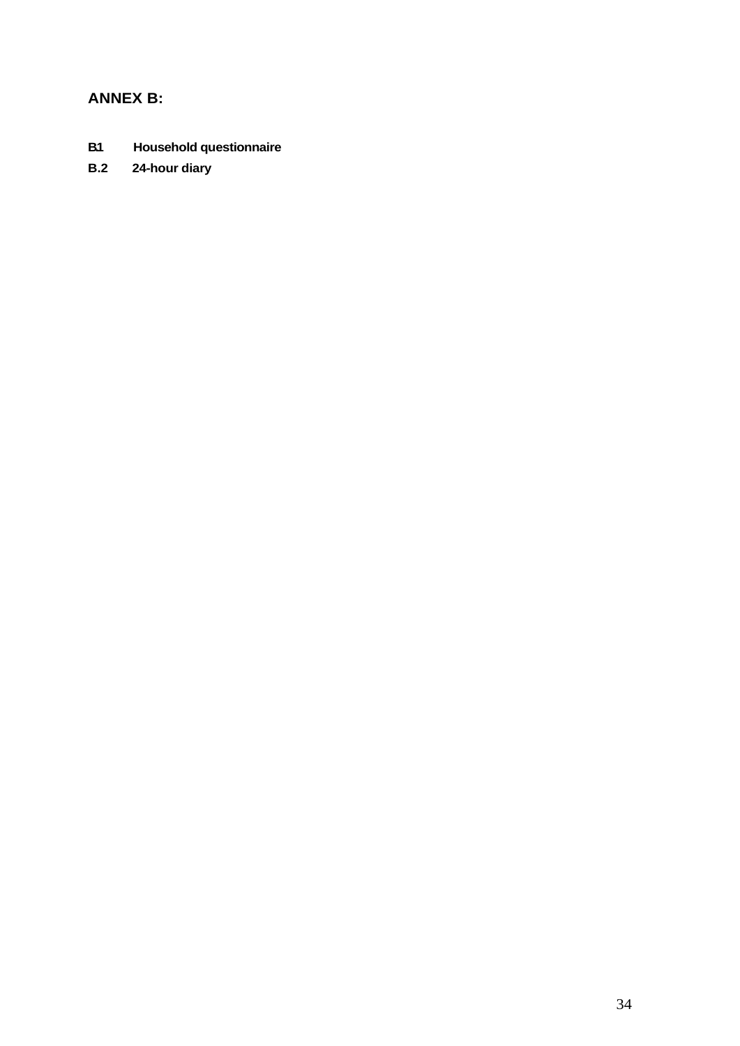## ANNEX B:

**B.1 Household questionnaire**

**B.2 24-hour diary**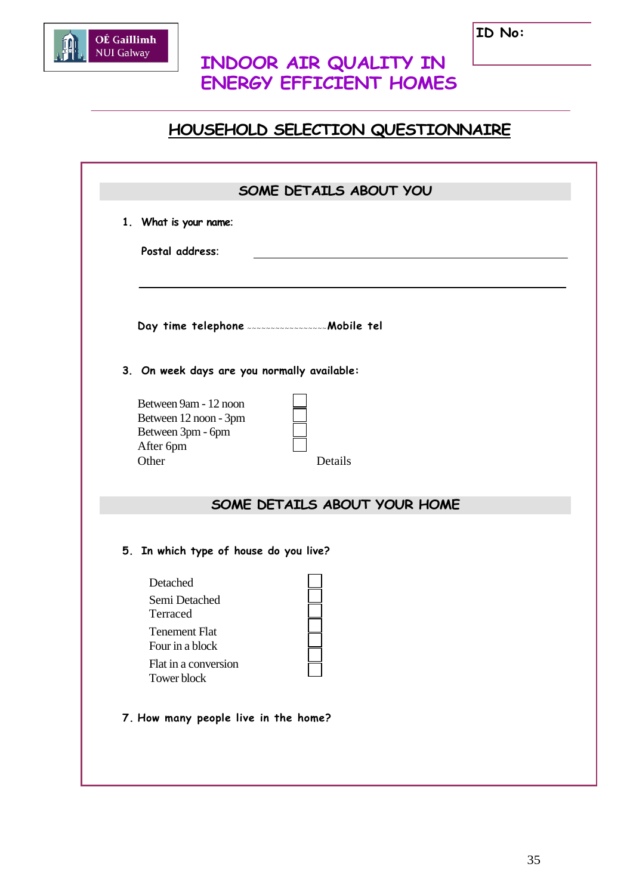OÉ Gaillimh
NUI Galway

ID No:

# INDOOR AIR QUALITY IN ENERGY EFFICIENT HOMES

## HOUSEHOLD SELECTION QUESTIONNAIRE

### SOME DETAILS ABOUT YOU

1. **What is your name:**

   **Postal address:** ______________________________

   ______________________________

   **Day time telephone** ~~~~~~~~~~~~~~~~**Mobile tel**

3. **On week days are you normally available:**

   Between 9am - 12 noon ☐
   Between 12 noon - 3pm ☐
   Between 3pm - 6pm ☐
   After 6pm ☐
   Other Details

### SOME DETAILS ABOUT YOUR HOME

5. **In which type of house do you live?**

   Detached ☐
   Semi Detached ☐
   Terraced ☐
   Tenement Flat ☐
   Four in a block ☐
   Flat in a conversion ☐
   Tower block ☐

7. **How many people live in the home?**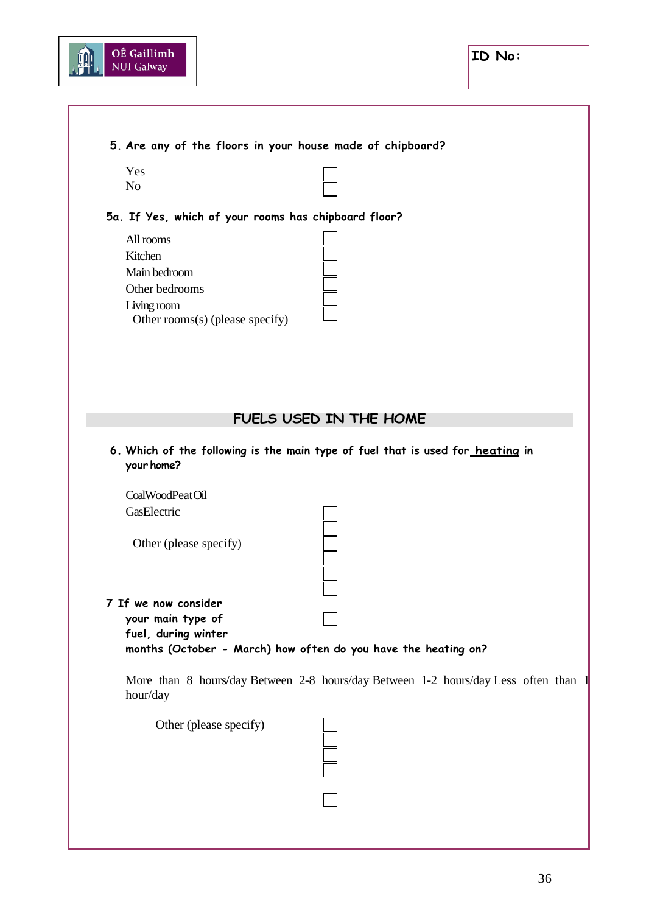ID No:

5. **Are any of the floors in your house made of chipboard?**

Yes ☐
No ☐

5a. **If Yes, which of your rooms has chipboard floor?**

All rooms ☐
Kitchen ☐
Main bedroom ☐
Other bedrooms ☐
Living room ☐
Other rooms(s) (please specify) ☐

## FUELS USED IN THE HOME

6. **Which of the following is the main type of fuel that is used for heating in your home?**

CoalWoodPeatOil
GasElectric

Other (please specify)

☐
☐
☐
☐
☐
☐
☐

7 **If we now consider your main type of fuel, during winter months (October - March) how often do you have the heating on?**

More than 8 hours/day Between 2-8 hours/day Between 1-2 hours/day Less often than 1 hour/day

Other (please specify)

☐
☐
☐
☐
☐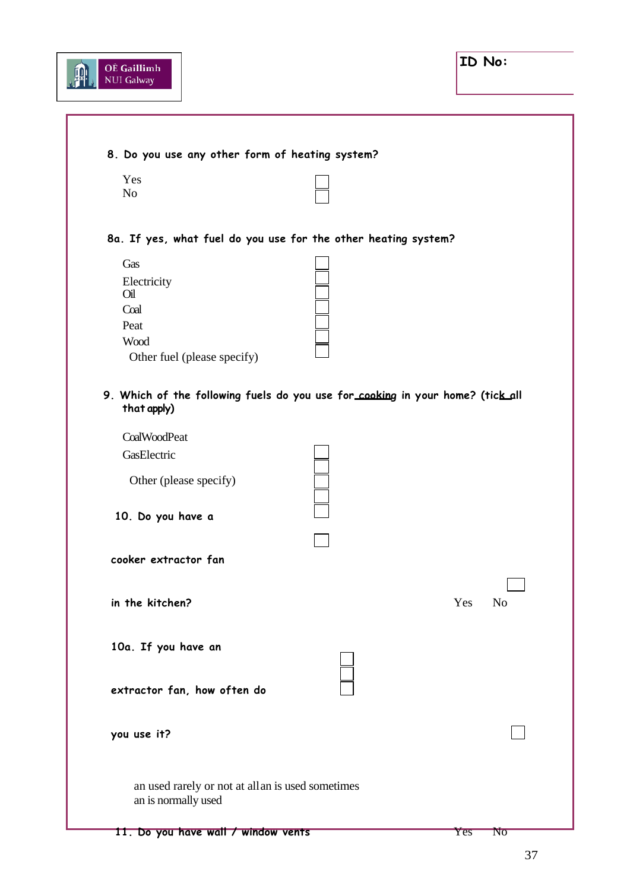ID No:

8. Do you use any other form of heating system?

Yes ☐
No ☐

8a. If yes, what fuel do you use for the other heating system?

Gas ☐
Electricity ☐
Oil ☐
Coal ☐
Peat ☐
Wood ☐
Other fuel (please specify) ☐

9. Which of the following fuels do you use for cooking in your home? (tick all that apply)

CoalWoodPeat
GasElectric

Other (please specify)

☐
☐
☐
☐
☐
☐

10. Do you have a cooker extractor fan in the kitchen? Yes ☐ No

10a. If you have an extractor fan, how often do you use it?

☐
☐
☐
☐

an used rarely or not at allan is used sometimes
an is normally used

11. Do you have wall / window vents Yes No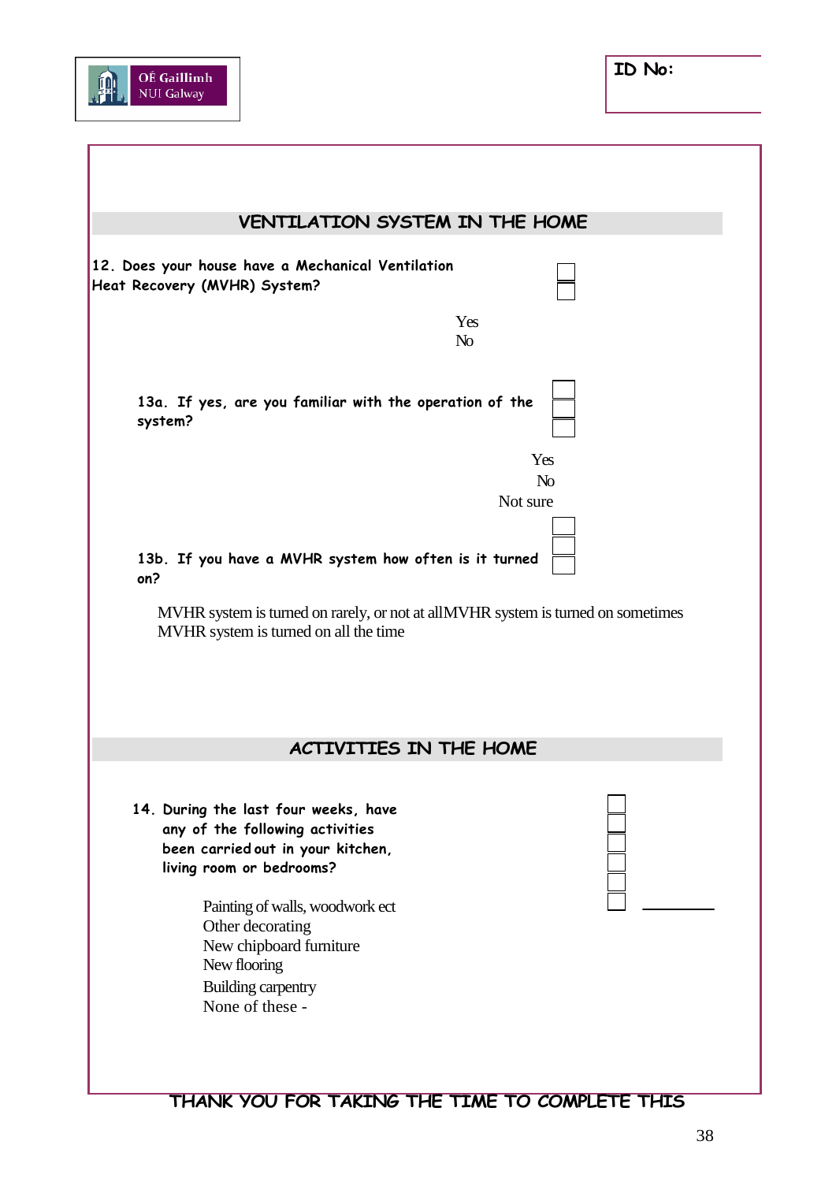ID No:

## VENTILATION SYSTEM IN THE HOME

**12. Does your house have a Mechanical Ventilation Heat Recovery (MVHR) System?**

Yes
No

**13a. If yes, are you familiar with the operation of the system?**

Yes
No
Not sure

**13b. If you have a MVHR system how often is it turned on?**

MVHR system is turned on rarely, or not at allMVHR system is turned on sometimes
MVHR system is turned on all the time

## ACTIVITIES IN THE HOME

**14. During the last four weeks, have any of the following activities been carried out in your kitchen, living room or bedrooms?**

Painting of walls, woodwork ect
Other decorating
New chipboard furniture
New flooring
Building carpentry
None of these - ________

**THANK YOU FOR TAKING THE TIME TO COMPLETE THIS**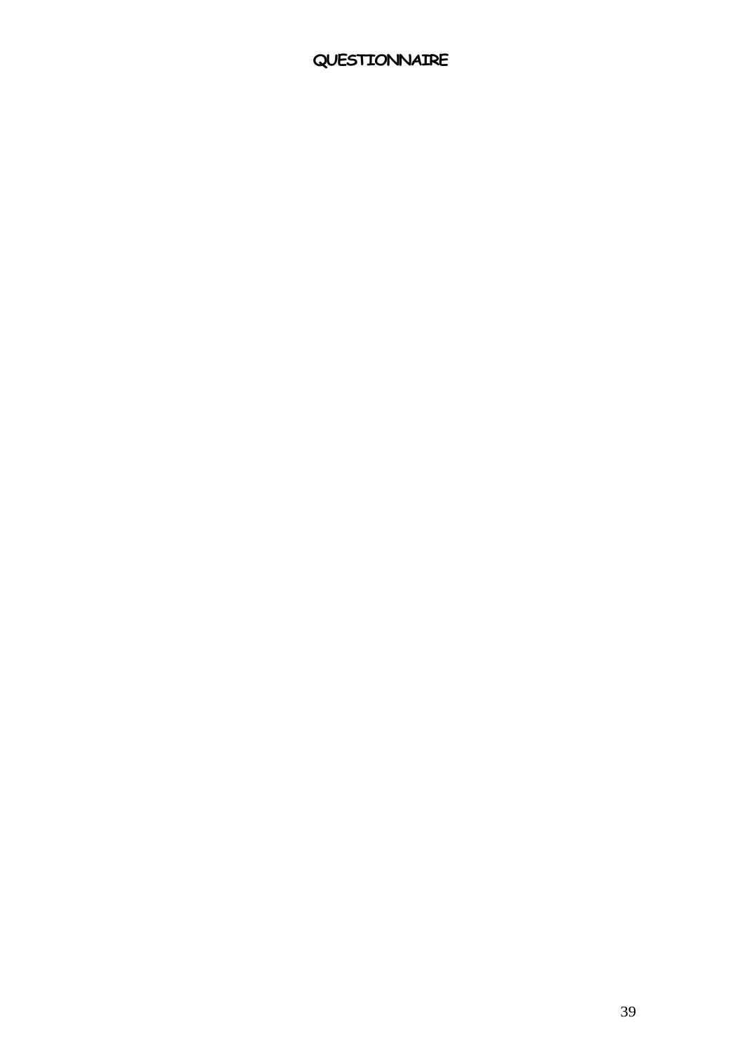# QUESTIONNAIRE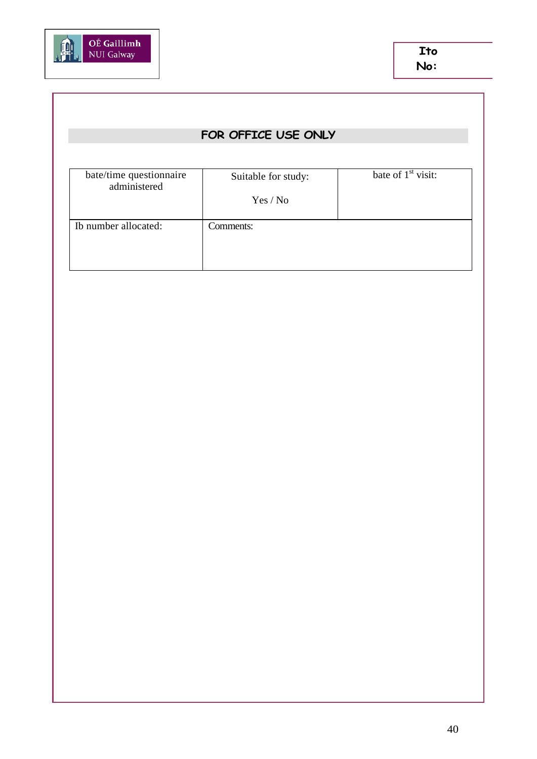OÉ Gaillimh
NUI Galway

| Ito No: |
|---|

## FOR OFFICE USE ONLY

| bate/time questionnaire administered | Suitable for study: Yes / No | bate of 1st visit: |
|---|---|---|
| Ib number allocated: | Comments: | |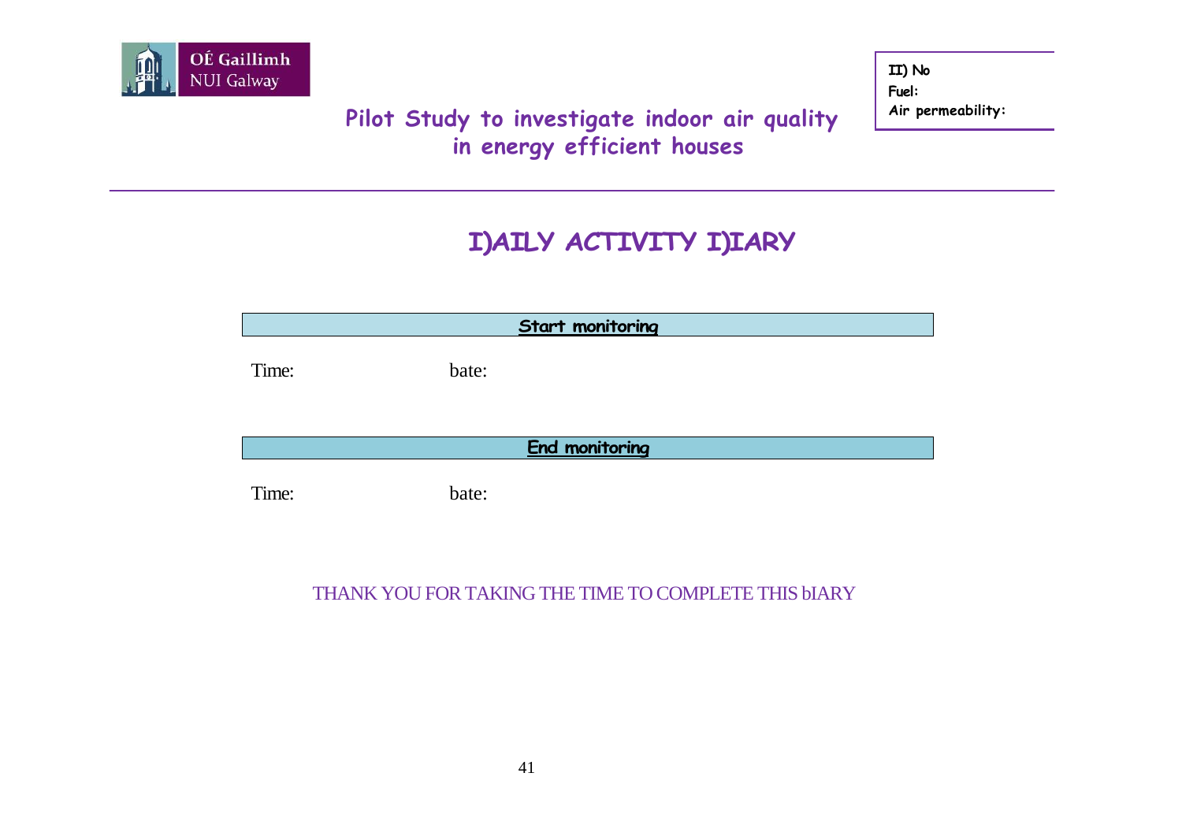OÉ Gaillimh
NUI Galway

**II) No**
**Fuel:**
**Air permeability:**

## Pilot Study to investigate indoor air quality in energy efficient houses

# I)AILY ACTIVITY I)IARY

| **Start monitoring** |
|---|

Time: bate:

| **End monitoring** |
|---|

Time: bate:

THANK YOU FOR TAKING THE TIME TO COMPLETE THIS bIARY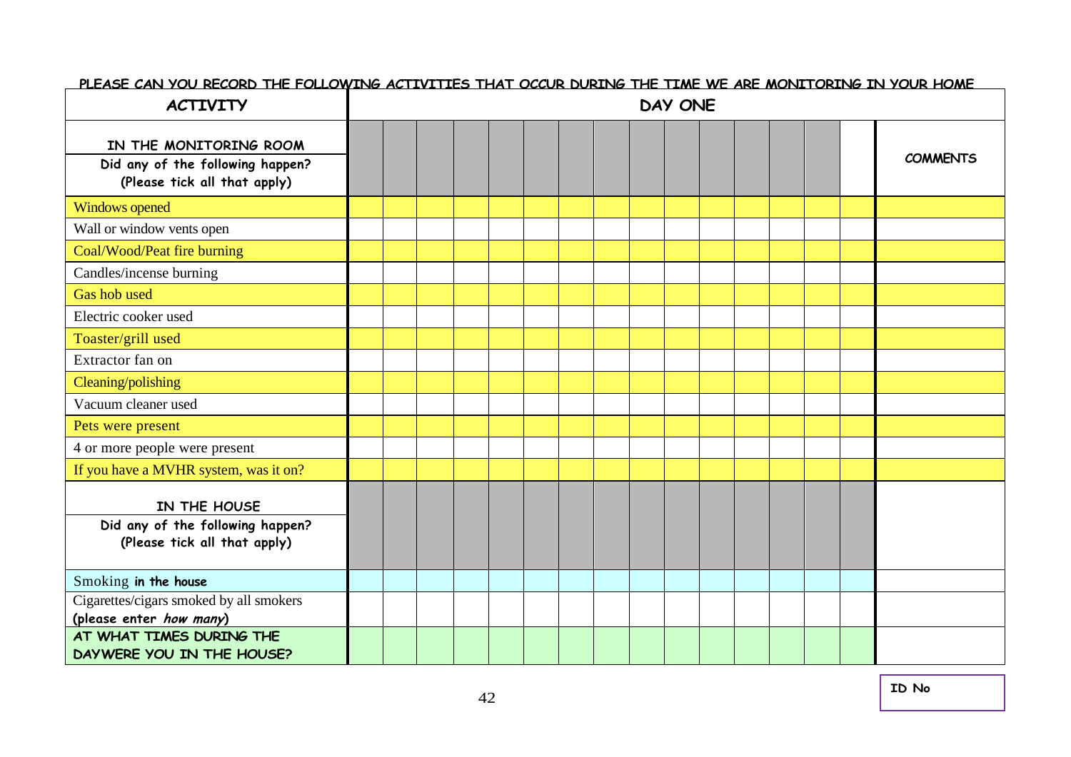**PLEASE CAN YOU RECORD THE FOLLOWING ACTIVITIES THAT OCCUR DURING THE TIME WE ARE MONITORING IN YOUR HOME**

| ACTIVITY | DAY ONE | | | | | | | | | | | | | | | |
|---|---|---|---|---|---|---|---|---|---|---|---|---|---|---|---|---|
| **IN THE MONITORING ROOM** Did any of the following happen? (Please tick all that apply) | | | | | | | | | | | | | | | | **COMMENTS** |
| Windows opened | | | | | | | | | | | | | | | | |
| Wall or window vents open | | | | | | | | | | | | | | | | |
| Coal/Wood/Peat fire burning | | | | | | | | | | | | | | | | |
| Candles/incense burning | | | | | | | | | | | | | | | | |
| Gas hob used | | | | | | | | | | | | | | | | |
| Electric cooker used | | | | | | | | | | | | | | | | |
| Toaster/grill used | | | | | | | | | | | | | | | | |
| Extractor fan on | | | | | | | | | | | | | | | | |
| Cleaning/polishing | | | | | | | | | | | | | | | | |
| Vacuum cleaner used | | | | | | | | | | | | | | | | |
| Pets were present | | | | | | | | | | | | | | | | |
| 4 or more people were present | | | | | | | | | | | | | | | | |
| If you have a MVHR system, was it on? | | | | | | | | | | | | | | | | |
| **IN THE HOUSE** Did any of the following happen? (Please tick all that apply) | | | | | | | | | | | | | | | | |
| Smoking **in the house** | | | | | | | | | | | | | | | | |
| Cigarettes/cigars smoked by all smokers **(please enter *how many*)** | | | | | | | | | | | | | | | | |
| **AT WHAT TIMES DURING THE DAYWERE YOU IN THE HOUSE?** | | | | | | | | | | | | | | | | |

**ID No**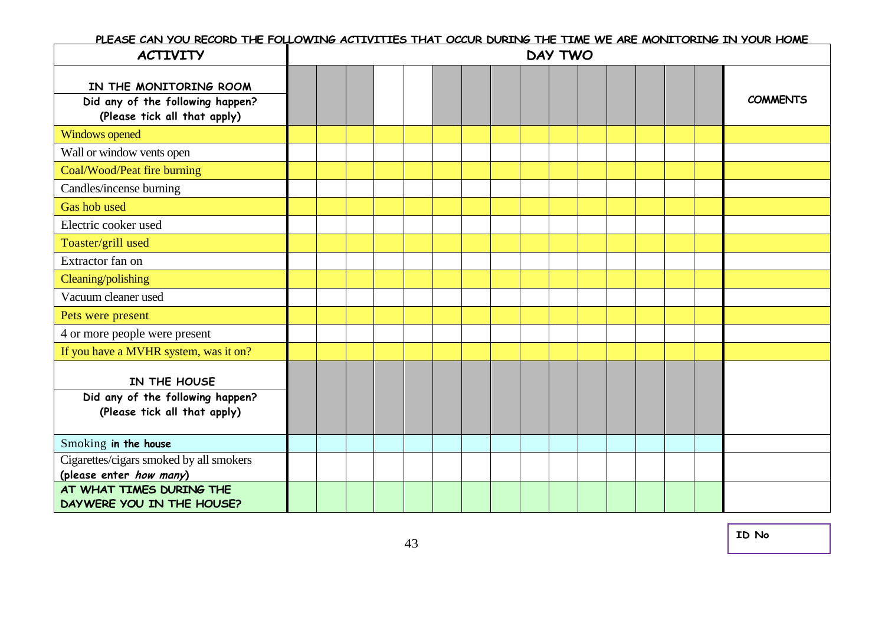**PLEASE CAN YOU RECORD THE FOLLOWING ACTIVITIES THAT OCCUR DURING THE TIME WE ARE MONITORING IN YOUR HOME**

| ACTIVITY | DAY TWO | | | | | | | | | | | | | | | |
|---|---|---|---|---|---|---|---|---|---|---|---|---|---|---|---|---|
| **IN THE MONITORING ROOM**<br>**Did any of the following happen? (Please tick all that apply)** | | | | | | | | | | | | | | | | **COMMENTS** |
| Windows opened | | | | | | | | | | | | | | | | |
| Wall or window vents open | | | | | | | | | | | | | | | | |
| Coal/Wood/Peat fire burning | | | | | | | | | | | | | | | | |
| Candles/incense burning | | | | | | | | | | | | | | | | |
| Gas hob used | | | | | | | | | | | | | | | | |
| Electric cooker used | | | | | | | | | | | | | | | | |
| Toaster/grill used | | | | | | | | | | | | | | | | |
| Extractor fan on | | | | | | | | | | | | | | | | |
| Cleaning/polishing | | | | | | | | | | | | | | | | |
| Vacuum cleaner used | | | | | | | | | | | | | | | | |
| Pets were present | | | | | | | | | | | | | | | | |
| 4 or more people were present | | | | | | | | | | | | | | | | |
| If you have a MVHR system, was it on? | | | | | | | | | | | | | | | | |
| **IN THE HOUSE**<br>**Did any of the following happen? (Please tick all that apply)** | | | | | | | | | | | | | | | | |
| Smoking **in the house** | | | | | | | | | | | | | | | | |
| Cigarettes/cigars smoked by all smokers **(please enter *how many*)** | | | | | | | | | | | | | | | | |
| **AT WHAT TIMES DURING THE DAYWERE YOU IN THE HOUSE?** | | | | | | | | | | | | | | | | |

**ID No**